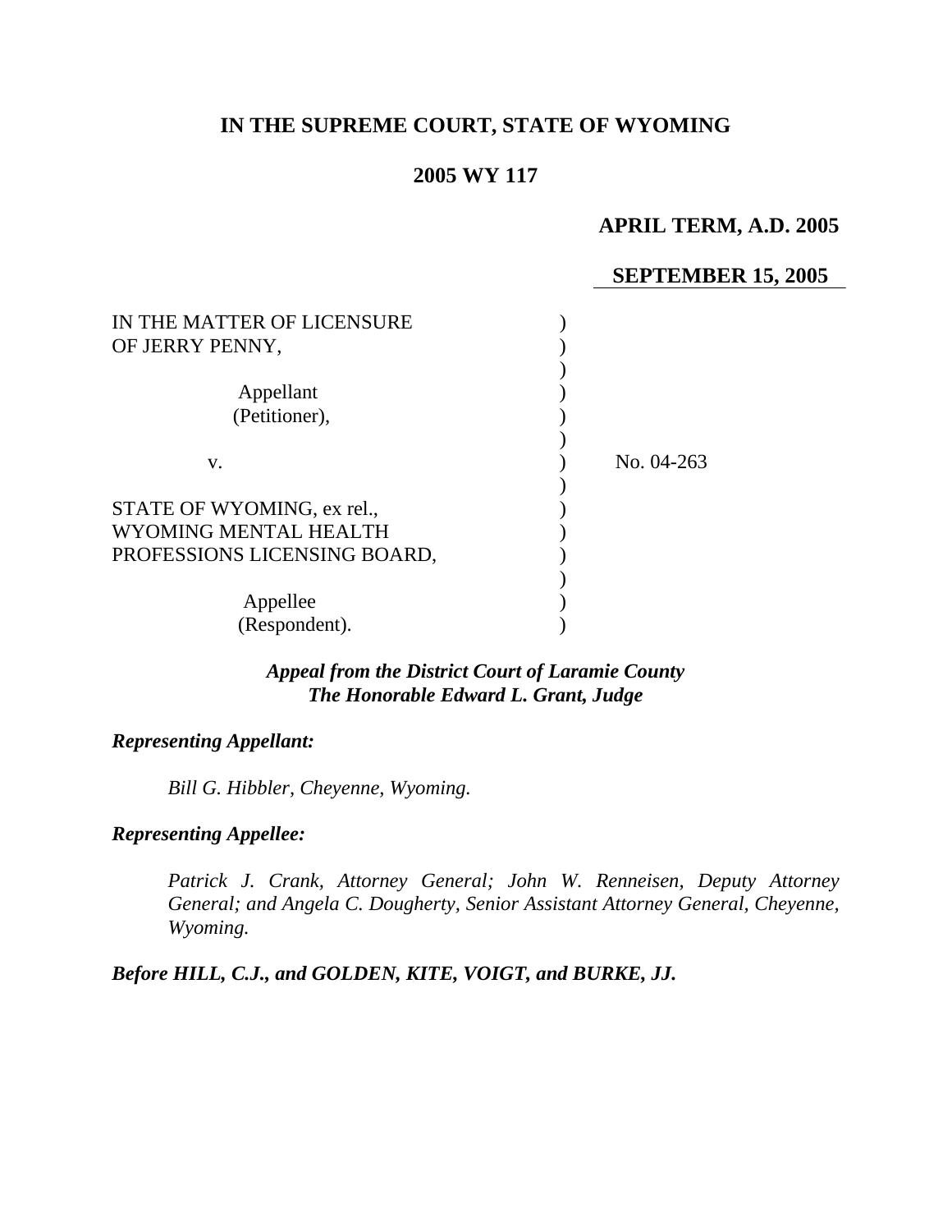# IN THE SUPREME COURT, STATE OF WYOMING

## 2005 WY 117

**APRIL TERM, A.D. 2005**

**SEPTEMBER 15, 2005**

| | | |
|---|---|---|
| IN THE MATTER OF LICENSURE OF JERRY PENNY,<br><br>Appellant<br>(Petitioner),<br><br>v.<br><br>STATE OF WYOMING, ex rel., WYOMING MENTAL HEALTH PROFESSIONS LICENSING BOARD,<br><br>Appellee<br>(Respondent). | ) | No. 04-263 |

***Appeal from the District Court of Laramie County***
***The Honorable Edward L. Grant, Judge***

***Representing Appellant:***

*Bill G. Hibbler, Cheyenne, Wyoming.*

***Representing Appellee:***

*Patrick J. Crank, Attorney General; John W. Renneisen, Deputy Attorney General; and Angela C. Dougherty, Senior Assistant Attorney General, Cheyenne, Wyoming.*

***Before HILL, C.J., and GOLDEN, KITE, VOIGT, and BURKE, JJ.***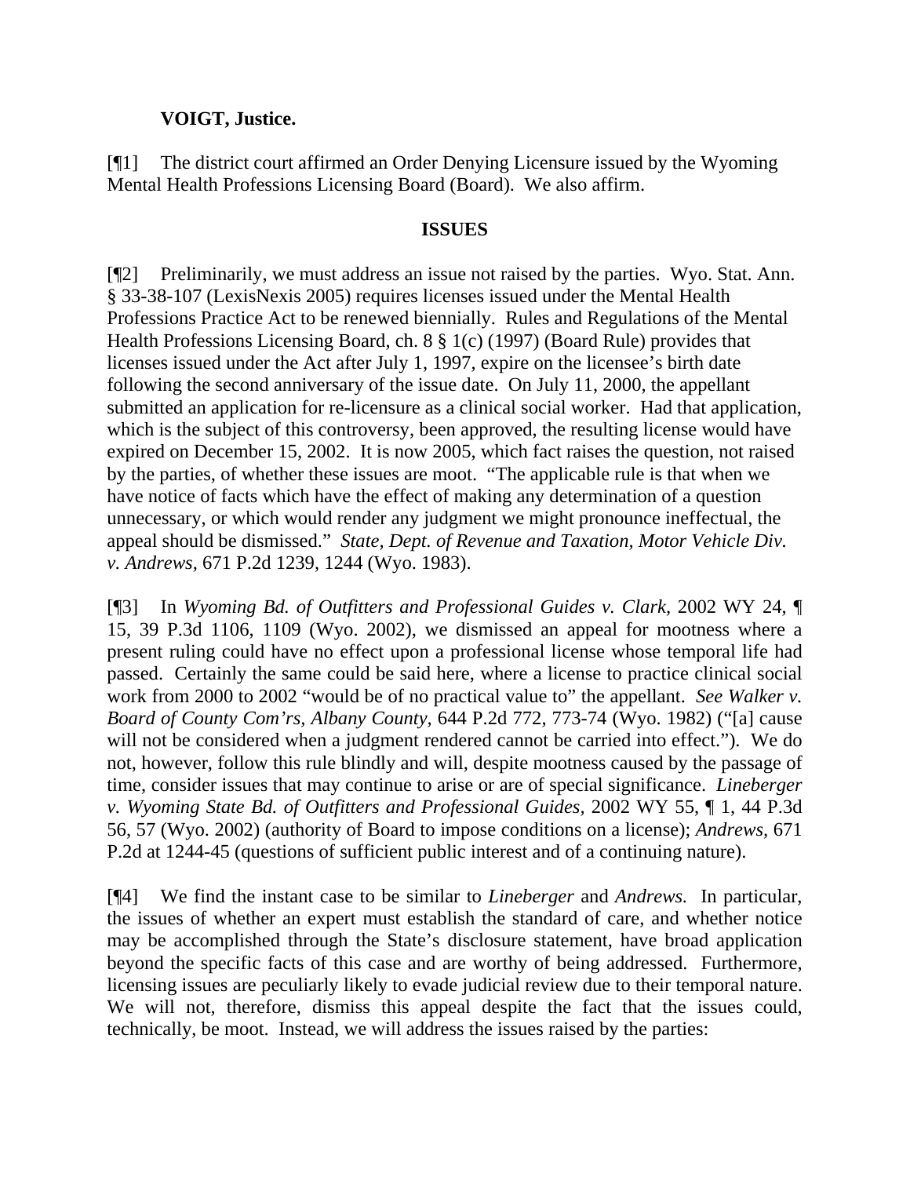**VOIGT, Justice.**

[¶1] The district court affirmed an Order Denying Licensure issued by the Wyoming Mental Health Professions Licensing Board (Board). We also affirm.

**ISSUES**

[¶2] Preliminarily, we must address an issue not raised by the parties. Wyo. Stat. Ann. § 33-38-107 (LexisNexis 2005) requires licenses issued under the Mental Health Professions Practice Act to be renewed biennially. Rules and Regulations of the Mental Health Professions Licensing Board, ch. 8 § 1(c) (1997) (Board Rule) provides that licenses issued under the Act after July 1, 1997, expire on the licensee's birth date following the second anniversary of the issue date. On July 11, 2000, the appellant submitted an application for re-licensure as a clinical social worker. Had that application, which is the subject of this controversy, been approved, the resulting license would have expired on December 15, 2002. It is now 2005, which fact raises the question, not raised by the parties, of whether these issues are moot. "The applicable rule is that when we have notice of facts which have the effect of making any determination of a question unnecessary, or which would render any judgment we might pronounce ineffectual, the appeal should be dismissed." *State, Dept. of Revenue and Taxation, Motor Vehicle Div. v. Andrews,* 671 P.2d 1239, 1244 (Wyo. 1983).

[¶3] In *Wyoming Bd. of Outfitters and Professional Guides v. Clark,* 2002 WY 24, ¶ 15, 39 P.3d 1106, 1109 (Wyo. 2002), we dismissed an appeal for mootness where a present ruling could have no effect upon a professional license whose temporal life had passed. Certainly the same could be said here, where a license to practice clinical social work from 2000 to 2002 "would be of no practical value to" the appellant. *See Walker v. Board of County Com'rs, Albany County,* 644 P.2d 772, 773-74 (Wyo. 1982) ("[a] cause will not be considered when a judgment rendered cannot be carried into effect."). We do not, however, follow this rule blindly and will, despite mootness caused by the passage of time, consider issues that may continue to arise or are of special significance. *Lineberger v. Wyoming State Bd. of Outfitters and Professional Guides,* 2002 WY 55, ¶ 1, 44 P.3d 56, 57 (Wyo. 2002) (authority of Board to impose conditions on a license); *Andrews,* 671 P.2d at 1244-45 (questions of sufficient public interest and of a continuing nature).

[¶4] We find the instant case to be similar to *Lineberger* and *Andrews.* In particular, the issues of whether an expert must establish the standard of care, and whether notice may be accomplished through the State's disclosure statement, have broad application beyond the specific facts of this case and are worthy of being addressed. Furthermore, licensing issues are peculiarly likely to evade judicial review due to their temporal nature. We will not, therefore, dismiss this appeal despite the fact that the issues could, technically, be moot. Instead, we will address the issues raised by the parties: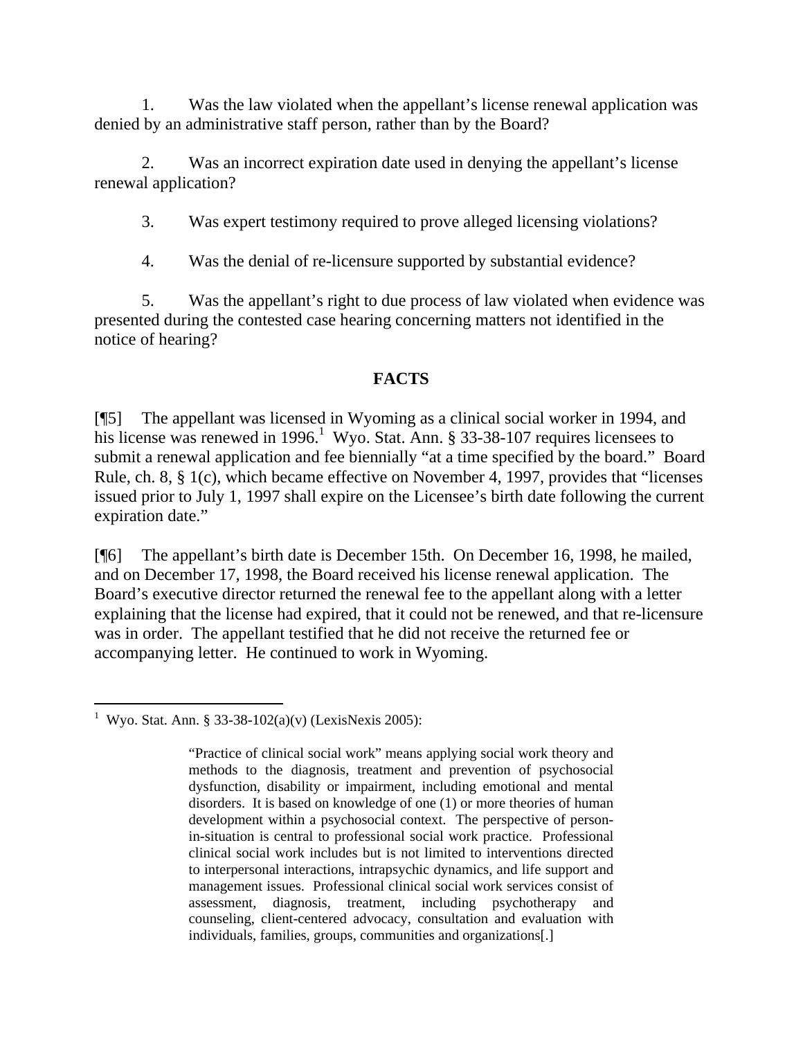1. Was the law violated when the appellant's license renewal application was denied by an administrative staff person, rather than by the Board?

2. Was an incorrect expiration date used in denying the appellant's license renewal application?

3. Was expert testimony required to prove alleged licensing violations?

4. Was the denial of re-licensure supported by substantial evidence?

5. Was the appellant's right to due process of law violated when evidence was presented during the contested case hearing concerning matters not identified in the notice of hearing?

## FACTS

[¶5] The appellant was licensed in Wyoming as a clinical social worker in 1994, and his license was renewed in 1996.[1] Wyo. Stat. Ann. § 33-38-107 requires licensees to submit a renewal application and fee biennially "at a time specified by the board." Board Rule, ch. 8, § 1(c), which became effective on November 4, 1997, provides that "licenses issued prior to July 1, 1997 shall expire on the Licensee's birth date following the current expiration date."

[¶6] The appellant's birth date is December 15th. On December 16, 1998, he mailed, and on December 17, 1998, the Board received his license renewal application. The Board's executive director returned the renewal fee to the appellant along with a letter explaining that the license had expired, that it could not be renewed, and that re-licensure was in order. The appellant testified that he did not receive the returned fee or accompanying letter. He continued to work in Wyoming.

---

[1] Wyo. Stat. Ann. § 33-38-102(a)(v) (LexisNexis 2005):

> "Practice of clinical social work" means applying social work theory and methods to the diagnosis, treatment and prevention of psychosocial dysfunction, disability or impairment, including emotional and mental disorders. It is based on knowledge of one (1) or more theories of human development within a psychosocial context. The perspective of person-in-situation is central to professional social work practice. Professional clinical social work includes but is not limited to interventions directed to interpersonal interactions, intrapsychic dynamics, and life support and management issues. Professional clinical social work services consist of assessment, diagnosis, treatment, including psychotherapy and counseling, client-centered advocacy, consultation and evaluation with individuals, families, groups, communities and organizations[.]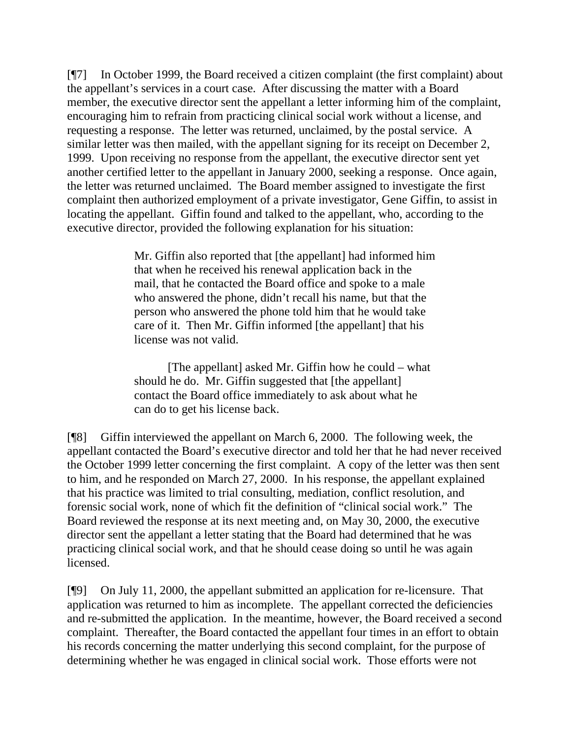[¶7] In October 1999, the Board received a citizen complaint (the first complaint) about the appellant's services in a court case. After discussing the matter with a Board member, the executive director sent the appellant a letter informing him of the complaint, encouraging him to refrain from practicing clinical social work without a license, and requesting a response. The letter was returned, unclaimed, by the postal service. A similar letter was then mailed, with the appellant signing for its receipt on December 2, 1999. Upon receiving no response from the appellant, the executive director sent yet another certified letter to the appellant in January 2000, seeking a response. Once again, the letter was returned unclaimed. The Board member assigned to investigate the first complaint then authorized employment of a private investigator, Gene Giffin, to assist in locating the appellant. Giffin found and talked to the appellant, who, according to the executive director, provided the following explanation for his situation:

> Mr. Giffin also reported that [the appellant] had informed him that when he received his renewal application back in the mail, that he contacted the Board office and spoke to a male who answered the phone, didn't recall his name, but that the person who answered the phone told him that he would take care of it. Then Mr. Giffin informed [the appellant] that his license was not valid.
>
> [The appellant] asked Mr. Giffin how he could – what should he do. Mr. Giffin suggested that [the appellant] contact the Board office immediately to ask about what he can do to get his license back.

[¶8] Giffin interviewed the appellant on March 6, 2000. The following week, the appellant contacted the Board's executive director and told her that he had never received the October 1999 letter concerning the first complaint. A copy of the letter was then sent to him, and he responded on March 27, 2000. In his response, the appellant explained that his practice was limited to trial consulting, mediation, conflict resolution, and forensic social work, none of which fit the definition of "clinical social work." The Board reviewed the response at its next meeting and, on May 30, 2000, the executive director sent the appellant a letter stating that the Board had determined that he was practicing clinical social work, and that he should cease doing so until he was again licensed.

[¶9] On July 11, 2000, the appellant submitted an application for re-licensure. That application was returned to him as incomplete. The appellant corrected the deficiencies and re-submitted the application. In the meantime, however, the Board received a second complaint. Thereafter, the Board contacted the appellant four times in an effort to obtain his records concerning the matter underlying this second complaint, for the purpose of determining whether he was engaged in clinical social work. Those efforts were not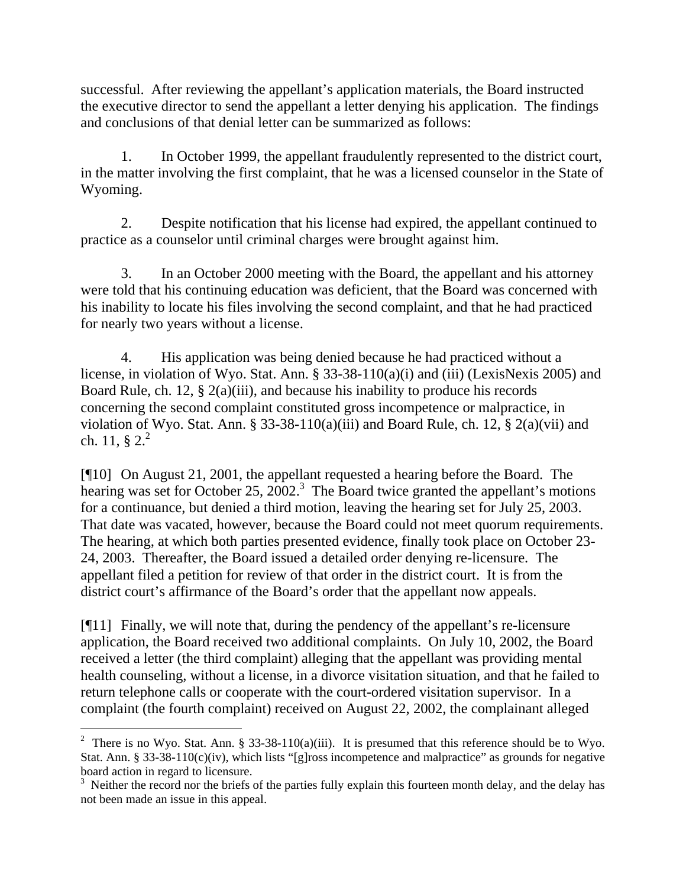successful. After reviewing the appellant's application materials, the Board instructed the executive director to send the appellant a letter denying his application. The findings and conclusions of that denial letter can be summarized as follows:

1. In October 1999, the appellant fraudulently represented to the district court, in the matter involving the first complaint, that he was a licensed counselor in the State of Wyoming.

2. Despite notification that his license had expired, the appellant continued to practice as a counselor until criminal charges were brought against him.

3. In an October 2000 meeting with the Board, the appellant and his attorney were told that his continuing education was deficient, that the Board was concerned with his inability to locate his files involving the second complaint, and that he had practiced for nearly two years without a license.

4. His application was being denied because he had practiced without a license, in violation of Wyo. Stat. Ann. § 33-38-110(a)(i) and (iii) (LexisNexis 2005) and Board Rule, ch. 12, § 2(a)(iii), and because his inability to produce his records concerning the second complaint constituted gross incompetence or malpractice, in violation of Wyo. Stat. Ann. § 33-38-110(a)(iii) and Board Rule, ch. 12, § 2(a)(vii) and ch. 11, § 2.[2]

[¶10] On August 21, 2001, the appellant requested a hearing before the Board. The hearing was set for October 25, 2002.[3] The Board twice granted the appellant's motions for a continuance, but denied a third motion, leaving the hearing set for July 25, 2003. That date was vacated, however, because the Board could not meet quorum requirements. The hearing, at which both parties presented evidence, finally took place on October 23-24, 2003. Thereafter, the Board issued a detailed order denying re-licensure. The appellant filed a petition for review of that order in the district court. It is from the district court's affirmance of the Board's order that the appellant now appeals.

[¶11] Finally, we will note that, during the pendency of the appellant's re-licensure application, the Board received two additional complaints. On July 10, 2002, the Board received a letter (the third complaint) alleging that the appellant was providing mental health counseling, without a license, in a divorce visitation situation, and that he failed to return telephone calls or cooperate with the court-ordered visitation supervisor. In a complaint (the fourth complaint) received on August 22, 2002, the complainant alleged

---

[2] There is no Wyo. Stat. Ann. § 33-38-110(a)(iii). It is presumed that this reference should be to Wyo. Stat. Ann. § 33-38-110(c)(iv), which lists "[g]ross incompetence and malpractice" as grounds for negative board action in regard to licensure.

[3] Neither the record nor the briefs of the parties fully explain this fourteen month delay, and the delay has not been made an issue in this appeal.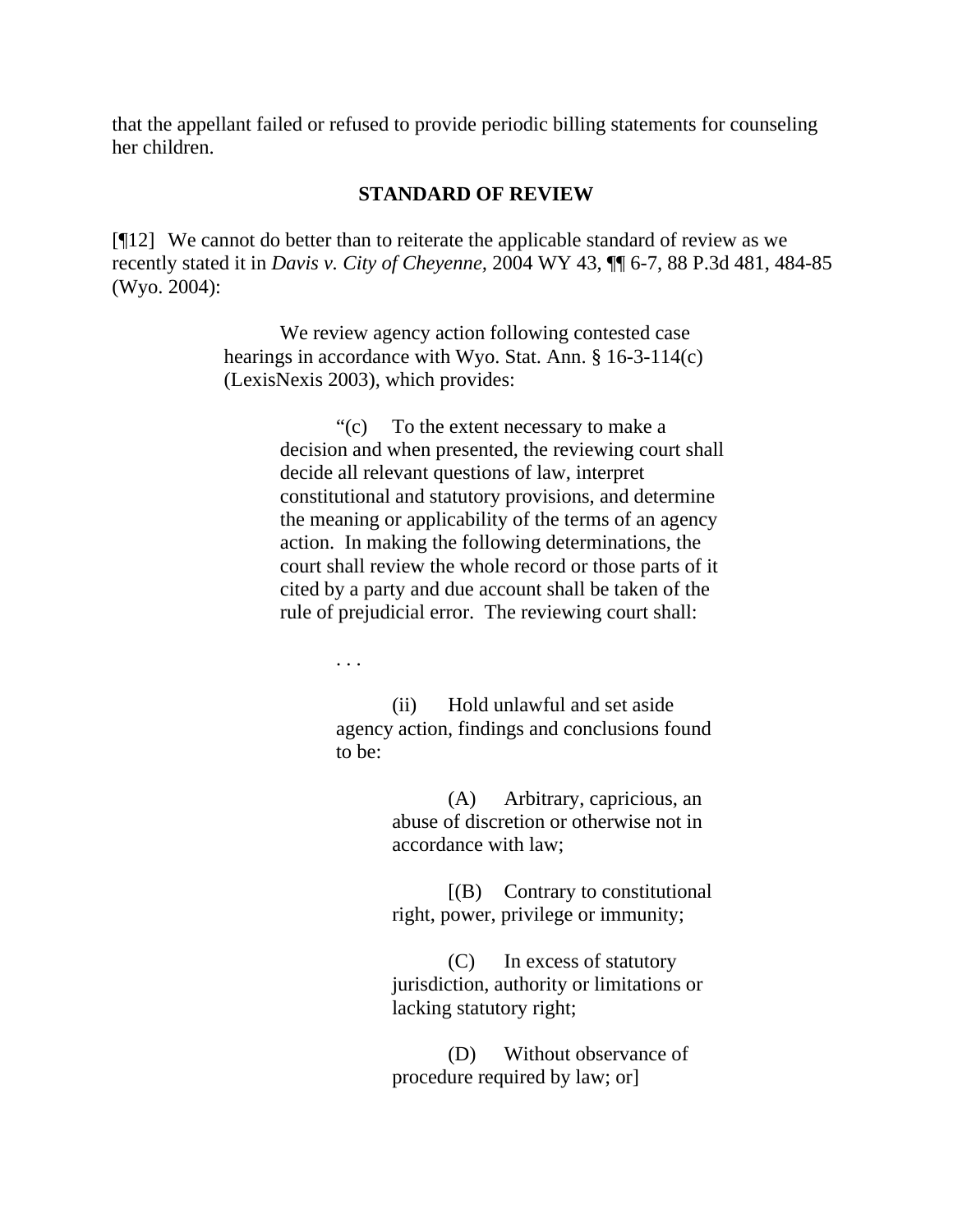that the appellant failed or refused to provide periodic billing statements for counseling her children.

## STANDARD OF REVIEW

[¶12] We cannot do better than to reiterate the applicable standard of review as we recently stated it in *Davis v. City of Cheyenne,* 2004 WY 43, ¶¶ 6-7, 88 P.3d 481, 484-85 (Wyo. 2004):

> We review agency action following contested case hearings in accordance with Wyo. Stat. Ann. § 16-3-114(c) (LexisNexis 2003), which provides:
>
> > "(c) To the extent necessary to make a decision and when presented, the reviewing court shall decide all relevant questions of law, interpret constitutional and statutory provisions, and determine the meaning or applicability of the terms of an agency action. In making the following determinations, the court shall review the whole record or those parts of it cited by a party and due account shall be taken of the rule of prejudicial error. The reviewing court shall:
> >
> > . . .
> >
> > (ii) Hold unlawful and set aside agency action, findings and conclusions found to be:
> >
> > > (A) Arbitrary, capricious, an abuse of discretion or otherwise not in accordance with law;
> > >
> > > [(B) Contrary to constitutional right, power, privilege or immunity;
> > >
> > > (C) In excess of statutory jurisdiction, authority or limitations or lacking statutory right;
> > >
> > > (D) Without observance of procedure required by law; or]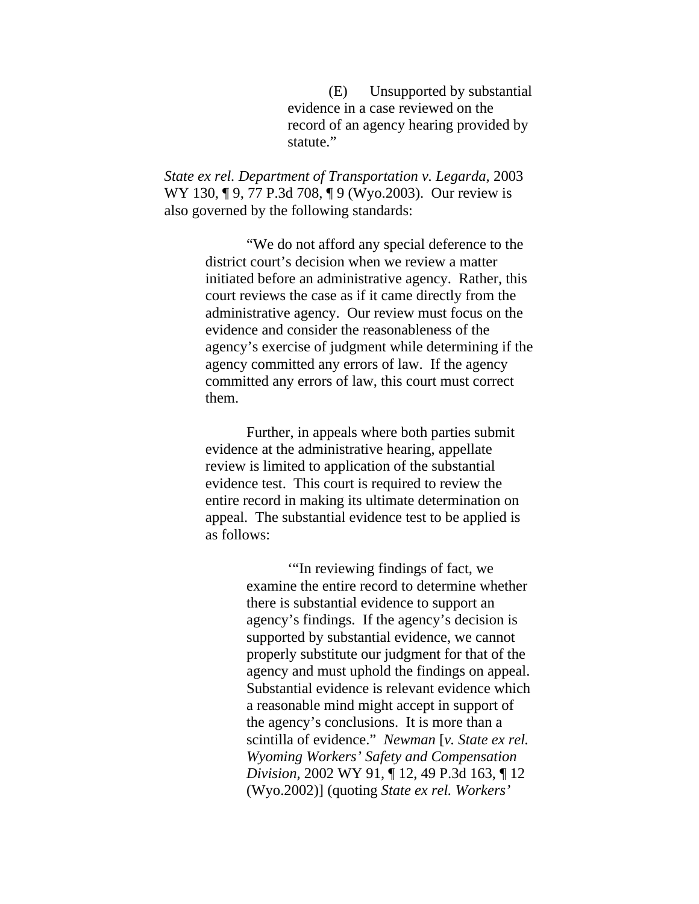> > (E) Unsupported by substantial evidence in a case reviewed on the record of an agency hearing provided by statute."

*State ex rel. Department of Transportation v. Legarda,* 2003 WY 130, ¶ 9, 77 P.3d 708, ¶ 9 (Wyo.2003). Our review is also governed by the following standards:

> "We do not afford any special deference to the district court's decision when we review a matter initiated before an administrative agency. Rather, this court reviews the case as if it came directly from the administrative agency. Our review must focus on the evidence and consider the reasonableness of the agency's exercise of judgment while determining if the agency committed any errors of law. If the agency committed any errors of law, this court must correct them.
>
> Further, in appeals where both parties submit evidence at the administrative hearing, appellate review is limited to application of the substantial evidence test. This court is required to review the entire record in making its ultimate determination on appeal. The substantial evidence test to be applied is as follows:
>
> > '"In reviewing findings of fact, we examine the entire record to determine whether there is substantial evidence to support an agency's findings. If the agency's decision is supported by substantial evidence, we cannot properly substitute our judgment for that of the agency and must uphold the findings on appeal. Substantial evidence is relevant evidence which a reasonable mind might accept in support of the agency's conclusions. It is more than a scintilla of evidence." *Newman* [*v. State ex rel. Wyoming Workers' Safety and Compensation Division,* 2002 WY 91, ¶ 12, 49 P.3d 163, ¶ 12 (Wyo.2002)] (quoting *State ex rel. Workers'*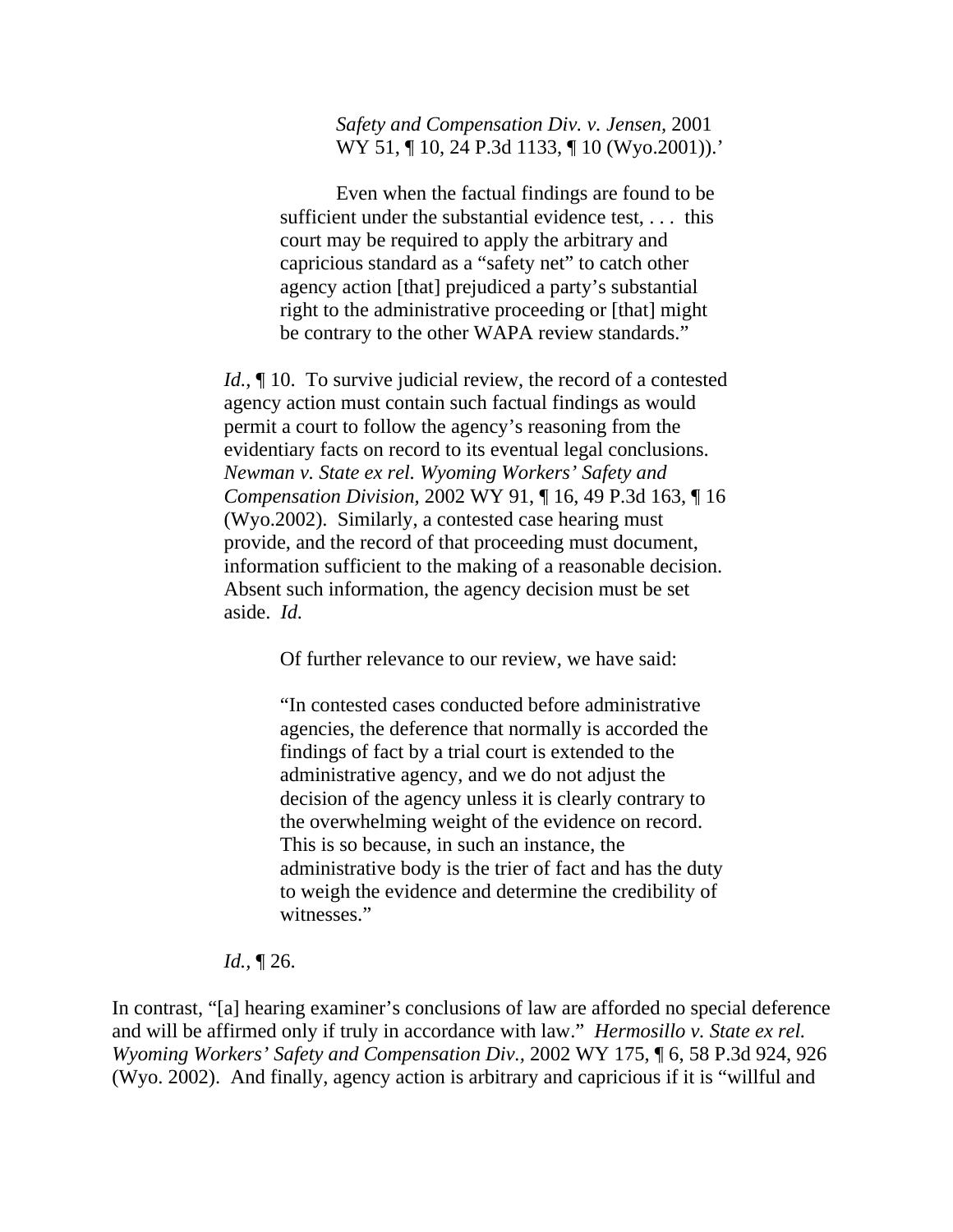> > *Safety and Compensation Div. v. Jensen,* 2001 WY 51, ¶ 10, 24 P.3d 1133, ¶ 10 (Wyo.2001)).'
> >
> > Even when the factual findings are found to be sufficient under the substantial evidence test, . . . this court may be required to apply the arbitrary and capricious standard as a "safety net" to catch other agency action [that] prejudiced a party's substantial right to the administrative proceeding or [that] might be contrary to the other WAPA review standards."
>
> *Id.*, ¶ 10. To survive judicial review, the record of a contested agency action must contain such factual findings as would permit a court to follow the agency's reasoning from the evidentiary facts on record to its eventual legal conclusions. *Newman v. State ex rel. Wyoming Workers' Safety and Compensation Division,* 2002 WY 91, ¶ 16, 49 P.3d 163, ¶ 16 (Wyo.2002). Similarly, a contested case hearing must provide, and the record of that proceeding must document, information sufficient to the making of a reasonable decision. Absent such information, the agency decision must be set aside. *Id.*
>
> Of further relevance to our review, we have said:
>
> > "In contested cases conducted before administrative agencies, the deference that normally is accorded the findings of fact by a trial court is extended to the administrative agency, and we do not adjust the decision of the agency unless it is clearly contrary to the overwhelming weight of the evidence on record. This is so because, in such an instance, the administrative body is the trier of fact and has the duty to weigh the evidence and determine the credibility of witnesses."
>
> *Id.*, ¶ 26.

In contrast, "[a] hearing examiner's conclusions of law are afforded no special deference and will be affirmed only if truly in accordance with law." *Hermosillo v. State ex rel. Wyoming Workers' Safety and Compensation Div.,* 2002 WY 175, ¶ 6, 58 P.3d 924, 926 (Wyo. 2002). And finally, agency action is arbitrary and capricious if it is "willful and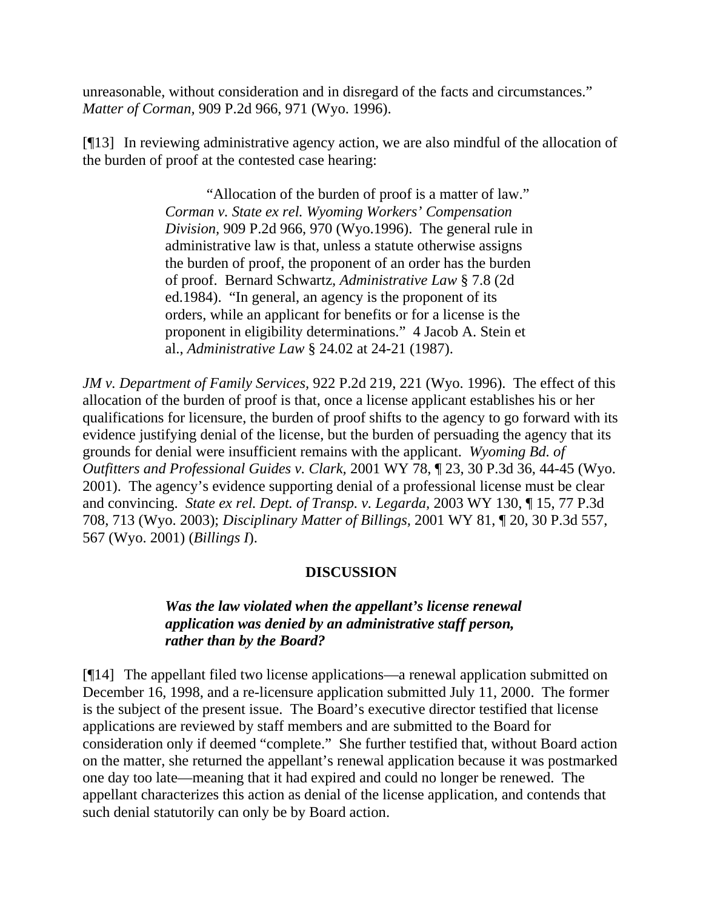unreasonable, without consideration and in disregard of the facts and circumstances." *Matter of Corman,* 909 P.2d 966, 971 (Wyo. 1996).

[¶13] In reviewing administrative agency action, we are also mindful of the allocation of the burden of proof at the contested case hearing:

> "Allocation of the burden of proof is a matter of law." *Corman v. State ex rel. Wyoming Workers' Compensation Division*, 909 P.2d 966, 970 (Wyo.1996). The general rule in administrative law is that, unless a statute otherwise assigns the burden of proof, the proponent of an order has the burden of proof. Bernard Schwartz, *Administrative Law* § 7.8 (2d ed.1984). "In general, an agency is the proponent of its orders, while an applicant for benefits or for a license is the proponent in eligibility determinations." 4 Jacob A. Stein et al., *Administrative Law* § 24.02 at 24-21 (1987).

*JM v. Department of Family Services*, 922 P.2d 219, 221 (Wyo. 1996). The effect of this allocation of the burden of proof is that, once a license applicant establishes his or her qualifications for licensure, the burden of proof shifts to the agency to go forward with its evidence justifying denial of the license, but the burden of persuading the agency that its grounds for denial were insufficient remains with the applicant. *Wyoming Bd. of Outfitters and Professional Guides v. Clark*, 2001 WY 78, ¶ 23, 30 P.3d 36, 44-45 (Wyo. 2001). The agency's evidence supporting denial of a professional license must be clear and convincing. *State ex rel. Dept. of Transp. v. Legarda*, 2003 WY 130, ¶ 15, 77 P.3d 708, 713 (Wyo. 2003); *Disciplinary Matter of Billings*, 2001 WY 81, ¶ 20, 30 P.3d 557, 567 (Wyo. 2001) (*Billings I*).

## DISCUSSION

***Was the law violated when the appellant's license renewal application was denied by an administrative staff person, rather than by the Board?***

[¶14] The appellant filed two license applications—a renewal application submitted on December 16, 1998, and a re-licensure application submitted July 11, 2000. The former is the subject of the present issue. The Board's executive director testified that license applications are reviewed by staff members and are submitted to the Board for consideration only if deemed "complete." She further testified that, without Board action on the matter, she returned the appellant's renewal application because it was postmarked one day too late—meaning that it had expired and could no longer be renewed. The appellant characterizes this action as denial of the license application, and contends that such denial statutorily can only be by Board action.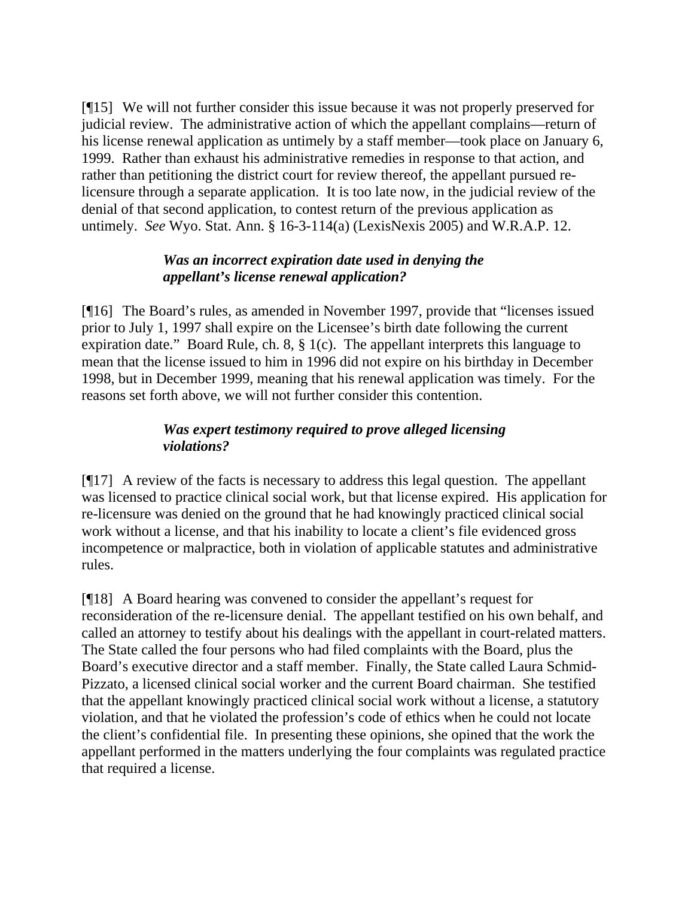[¶15] We will not further consider this issue because it was not properly preserved for judicial review. The administrative action of which the appellant complains—return of his license renewal application as untimely by a staff member—took place on January 6, 1999. Rather than exhaust his administrative remedies in response to that action, and rather than petitioning the district court for review thereof, the appellant pursued re-licensure through a separate application. It is too late now, in the judicial review of the denial of that second application, to contest return of the previous application as untimely. *See* Wyo. Stat. Ann. § 16-3-114(a) (LexisNexis 2005) and W.R.A.P. 12.

***Was an incorrect expiration date used in denying the appellant's license renewal application?***

[¶16] The Board's rules, as amended in November 1997, provide that "licenses issued prior to July 1, 1997 shall expire on the Licensee's birth date following the current expiration date." Board Rule, ch. 8, § 1(c). The appellant interprets this language to mean that the license issued to him in 1996 did not expire on his birthday in December 1998, but in December 1999, meaning that his renewal application was timely. For the reasons set forth above, we will not further consider this contention.

***Was expert testimony required to prove alleged licensing violations?***

[¶17] A review of the facts is necessary to address this legal question. The appellant was licensed to practice clinical social work, but that license expired. His application for re-licensure was denied on the ground that he had knowingly practiced clinical social work without a license, and that his inability to locate a client's file evidenced gross incompetence or malpractice, both in violation of applicable statutes and administrative rules.

[¶18] A Board hearing was convened to consider the appellant's request for reconsideration of the re-licensure denial. The appellant testified on his own behalf, and called an attorney to testify about his dealings with the appellant in court-related matters. The State called the four persons who had filed complaints with the Board, plus the Board's executive director and a staff member. Finally, the State called Laura Schmid-Pizzato, a licensed clinical social worker and the current Board chairman. She testified that the appellant knowingly practiced clinical social work without a license, a statutory violation, and that he violated the profession's code of ethics when he could not locate the client's confidential file. In presenting these opinions, she opined that the work the appellant performed in the matters underlying the four complaints was regulated practice that required a license.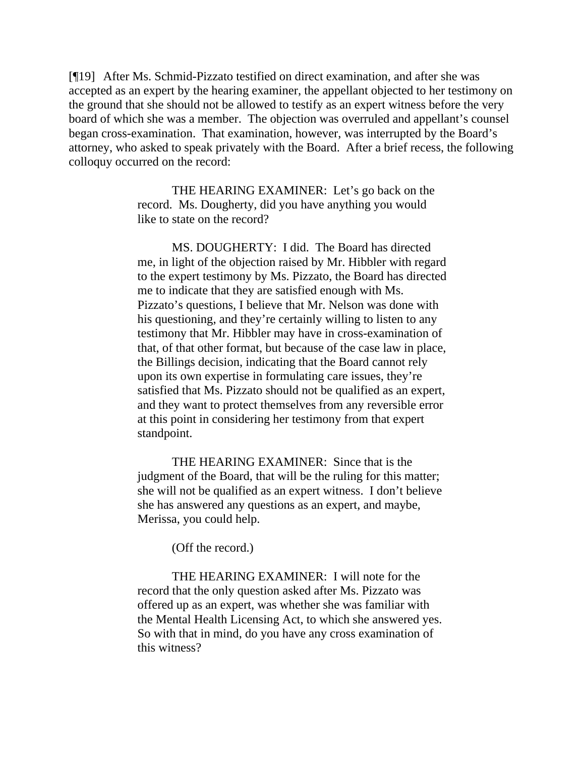[¶19] After Ms. Schmid-Pizzato testified on direct examination, and after she was accepted as an expert by the hearing examiner, the appellant objected to her testimony on the ground that she should not be allowed to testify as an expert witness before the very board of which she was a member. The objection was overruled and appellant's counsel began cross-examination. That examination, however, was interrupted by the Board's attorney, who asked to speak privately with the Board. After a brief recess, the following colloquy occurred on the record:

> THE HEARING EXAMINER: Let's go back on the record. Ms. Dougherty, did you have anything you would like to state on the record?
>
> MS. DOUGHERTY: I did. The Board has directed me, in light of the objection raised by Mr. Hibbler with regard to the expert testimony by Ms. Pizzato, the Board has directed me to indicate that they are satisfied enough with Ms. Pizzato's questions, I believe that Mr. Nelson was done with his questioning, and they're certainly willing to listen to any testimony that Mr. Hibbler may have in cross-examination of that, of that other format, but because of the case law in place, the Billings decision, indicating that the Board cannot rely upon its own expertise in formulating care issues, they're satisfied that Ms. Pizzato should not be qualified as an expert, and they want to protect themselves from any reversible error at this point in considering her testimony from that expert standpoint.
>
> THE HEARING EXAMINER: Since that is the judgment of the Board, that will be the ruling for this matter; she will not be qualified as an expert witness. I don't believe she has answered any questions as an expert, and maybe, Merissa, you could help.
>
> (Off the record.)
>
> THE HEARING EXAMINER: I will note for the record that the only question asked after Ms. Pizzato was offered up as an expert, was whether she was familiar with the Mental Health Licensing Act, to which she answered yes. So with that in mind, do you have any cross examination of this witness?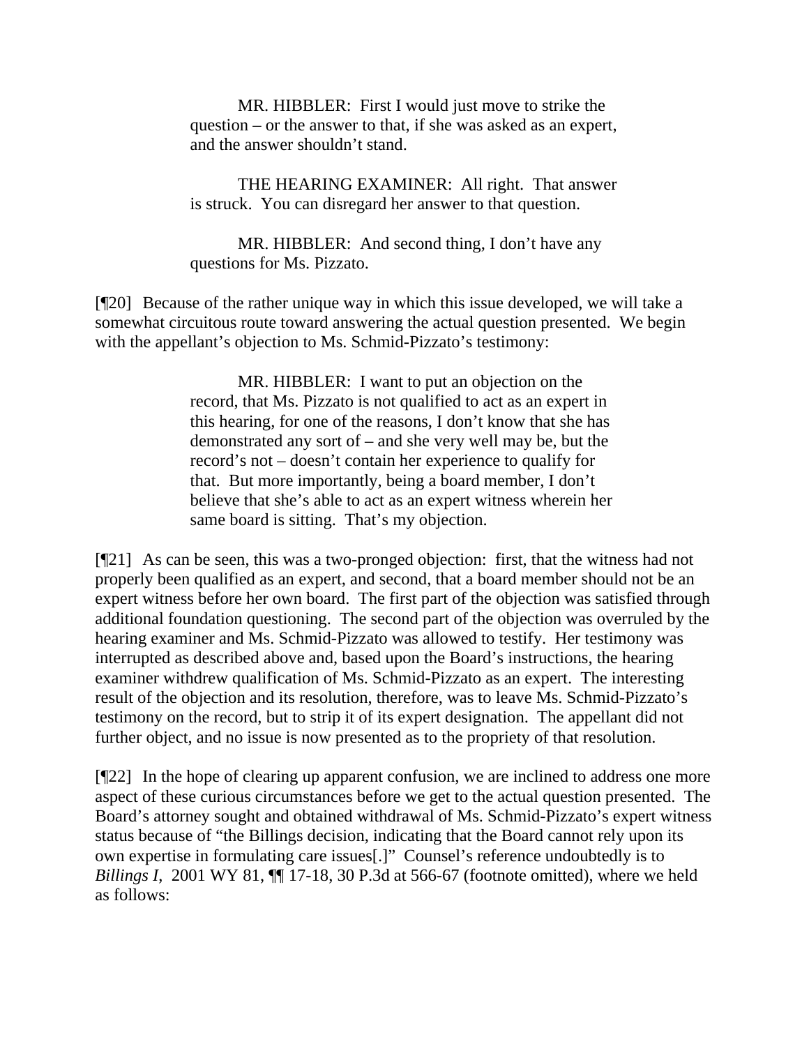> MR. HIBBLER: First I would just move to strike the question – or the answer to that, if she was asked as an expert, and the answer shouldn't stand.
>
> THE HEARING EXAMINER: All right. That answer is struck. You can disregard her answer to that question.
>
> MR. HIBBLER: And second thing, I don't have any questions for Ms. Pizzato.

[¶20] Because of the rather unique way in which this issue developed, we will take a somewhat circuitous route toward answering the actual question presented. We begin with the appellant's objection to Ms. Schmid-Pizzato's testimony:

> MR. HIBBLER: I want to put an objection on the record, that Ms. Pizzato is not qualified to act as an expert in this hearing, for one of the reasons, I don't know that she has demonstrated any sort of – and she very well may be, but the record's not – doesn't contain her experience to qualify for that. But more importantly, being a board member, I don't believe that she's able to act as an expert witness wherein her same board is sitting. That's my objection.

[¶21] As can be seen, this was a two-pronged objection: first, that the witness had not properly been qualified as an expert, and second, that a board member should not be an expert witness before her own board. The first part of the objection was satisfied through additional foundation questioning. The second part of the objection was overruled by the hearing examiner and Ms. Schmid-Pizzato was allowed to testify. Her testimony was interrupted as described above and, based upon the Board's instructions, the hearing examiner withdrew qualification of Ms. Schmid-Pizzato as an expert. The interesting result of the objection and its resolution, therefore, was to leave Ms. Schmid-Pizzato's testimony on the record, but to strip it of its expert designation. The appellant did not further object, and no issue is now presented as to the propriety of that resolution.

[¶22] In the hope of clearing up apparent confusion, we are inclined to address one more aspect of these curious circumstances before we get to the actual question presented. The Board's attorney sought and obtained withdrawal of Ms. Schmid-Pizzato's expert witness status because of "the Billings decision, indicating that the Board cannot rely upon its own expertise in formulating care issues[.]" Counsel's reference undoubtedly is to *Billings I*, 2001 WY 81, ¶¶ 17-18, 30 P.3d at 566-67 (footnote omitted), where we held as follows: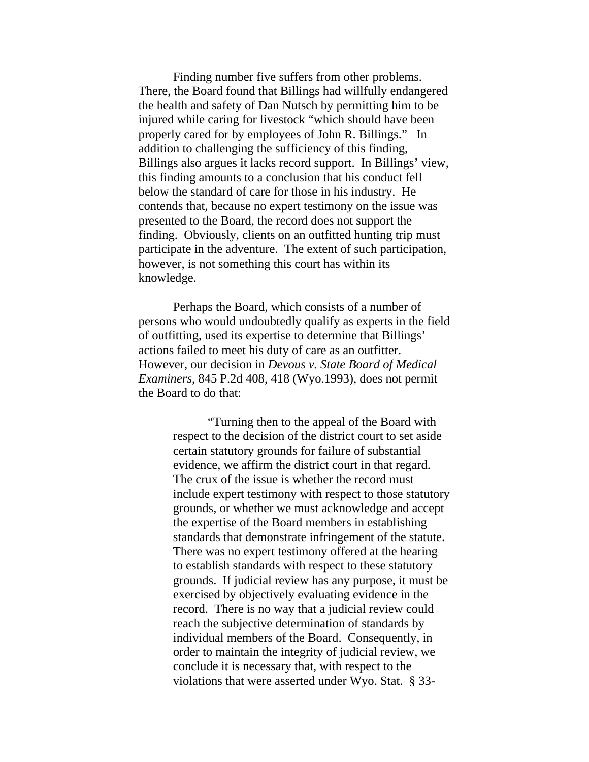Finding number five suffers from other problems. There, the Board found that Billings had willfully endangered the health and safety of Dan Nutsch by permitting him to be injured while caring for livestock "which should have been properly cared for by employees of John R. Billings." In addition to challenging the sufficiency of this finding, Billings also argues it lacks record support. In Billings' view, this finding amounts to a conclusion that his conduct fell below the standard of care for those in his industry. He contends that, because no expert testimony on the issue was presented to the Board, the record does not support the finding. Obviously, clients on an outfitted hunting trip must participate in the adventure. The extent of such participation, however, is not something this court has within its knowledge.

Perhaps the Board, which consists of a number of persons who would undoubtedly qualify as experts in the field of outfitting, used its expertise to determine that Billings' actions failed to meet his duty of care as an outfitter. However, our decision in *Devous v. State Board of Medical Examiners*, 845 P.2d 408, 418 (Wyo.1993), does not permit the Board to do that:

> "Turning then to the appeal of the Board with respect to the decision of the district court to set aside certain statutory grounds for failure of substantial evidence, we affirm the district court in that regard. The crux of the issue is whether the record must include expert testimony with respect to those statutory grounds, or whether we must acknowledge and accept the expertise of the Board members in establishing standards that demonstrate infringement of the statute. There was no expert testimony offered at the hearing to establish standards with respect to these statutory grounds. If judicial review has any purpose, it must be exercised by objectively evaluating evidence in the record. There is no way that a judicial review could reach the subjective determination of standards by individual members of the Board. Consequently, in order to maintain the integrity of judicial review, we conclude it is necessary that, with respect to the violations that were asserted under Wyo. Stat. § 33-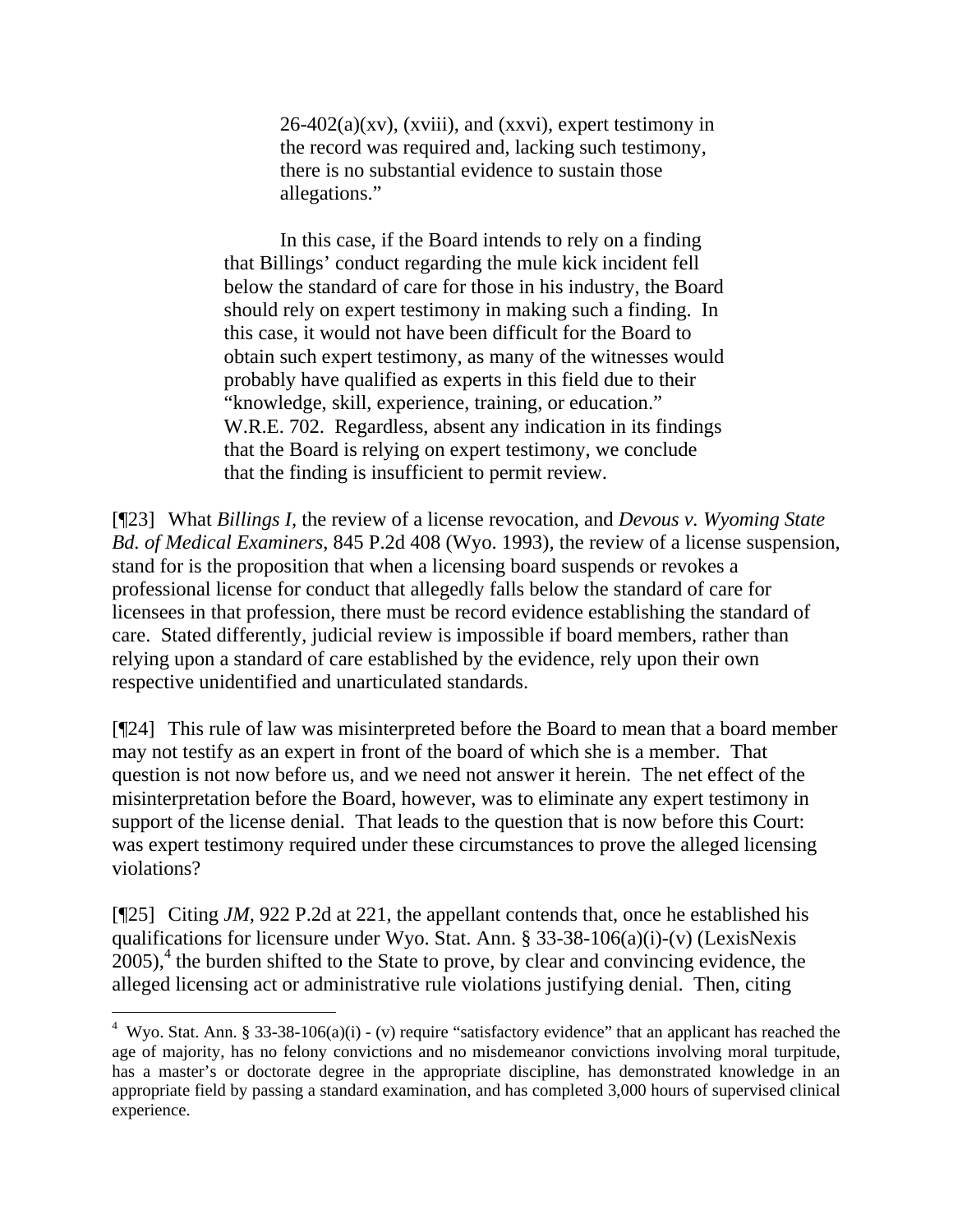> 26-402(a)(xv), (xviii), and (xxvi), expert testimony in the record was required and, lacking such testimony, there is no substantial evidence to sustain those allegations."
>
> In this case, if the Board intends to rely on a finding that Billings' conduct regarding the mule kick incident fell below the standard of care for those in his industry, the Board should rely on expert testimony in making such a finding. In this case, it would not have been difficult for the Board to obtain such expert testimony, as many of the witnesses would probably have qualified as experts in this field due to their "knowledge, skill, experience, training, or education." W.R.E. 702. Regardless, absent any indication in its findings that the Board is relying on expert testimony, we conclude that the finding is insufficient to permit review.

[¶23] What *Billings I*, the review of a license revocation, and *Devous v. Wyoming State Bd. of Medical Examiners*, 845 P.2d 408 (Wyo. 1993), the review of a license suspension, stand for is the proposition that when a licensing board suspends or revokes a professional license for conduct that allegedly falls below the standard of care for licensees in that profession, there must be record evidence establishing the standard of care. Stated differently, judicial review is impossible if board members, rather than relying upon a standard of care established by the evidence, rely upon their own respective unidentified and unarticulated standards.

[¶24] This rule of law was misinterpreted before the Board to mean that a board member may not testify as an expert in front of the board of which she is a member. That question is not now before us, and we need not answer it herein. The net effect of the misinterpretation before the Board, however, was to eliminate any expert testimony in support of the license denial. That leads to the question that is now before this Court: was expert testimony required under these circumstances to prove the alleged licensing violations?

[¶25] Citing *JM*, 922 P.2d at 221, the appellant contends that, once he established his qualifications for licensure under Wyo. Stat. Ann. § 33-38-106(a)(i)-(v) (LexisNexis 2005),[4] the burden shifted to the State to prove, by clear and convincing evidence, the alleged licensing act or administrative rule violations justifying denial. Then, citing

---

[4] Wyo. Stat. Ann. § 33-38-106(a)(i) - (v) require "satisfactory evidence" that an applicant has reached the age of majority, has no felony convictions and no misdemeanor convictions involving moral turpitude, has a master's or doctorate degree in the appropriate discipline, has demonstrated knowledge in an appropriate field by passing a standard examination, and has completed 3,000 hours of supervised clinical experience.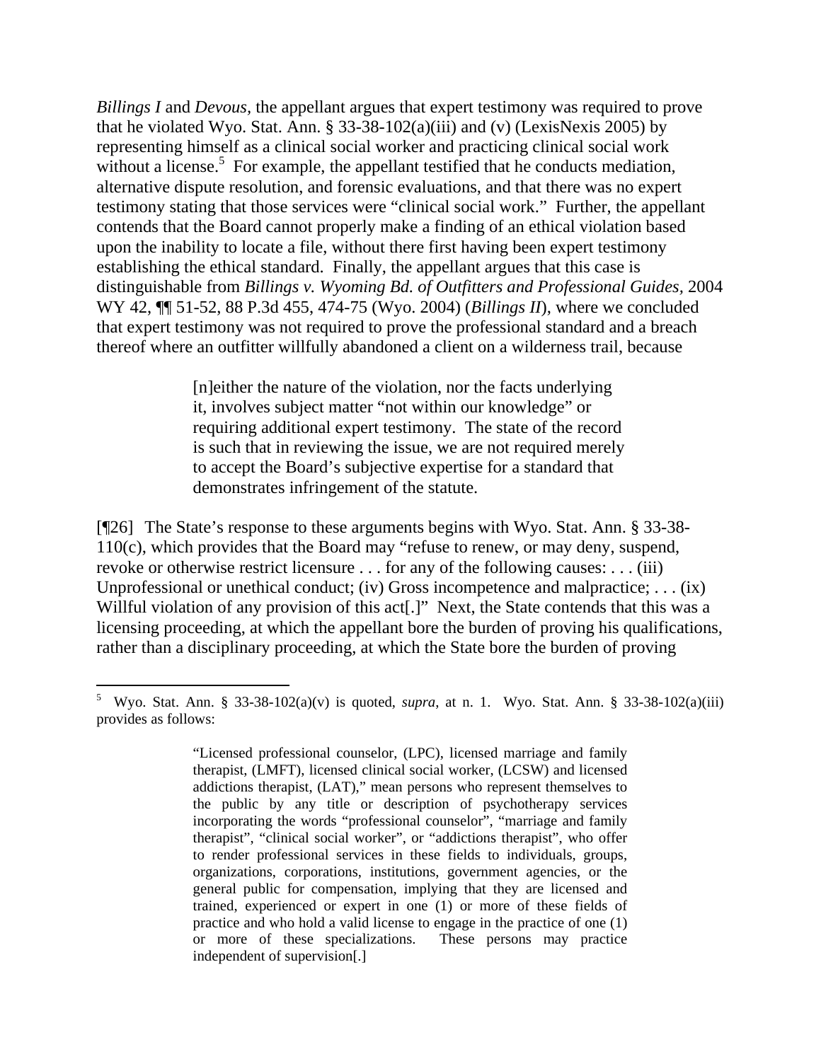*Billings I* and *Devous,* the appellant argues that expert testimony was required to prove that he violated Wyo. Stat. Ann. § 33-38-102(a)(iii) and (v) (LexisNexis 2005) by representing himself as a clinical social worker and practicing clinical social work without a license.[5] For example, the appellant testified that he conducts mediation, alternative dispute resolution, and forensic evaluations, and that there was no expert testimony stating that those services were "clinical social work." Further, the appellant contends that the Board cannot properly make a finding of an ethical violation based upon the inability to locate a file, without there first having been expert testimony establishing the ethical standard. Finally, the appellant argues that this case is distinguishable from *Billings v. Wyoming Bd. of Outfitters and Professional Guides,* 2004 WY 42, ¶¶ 51-52, 88 P.3d 455, 474-75 (Wyo. 2004) (*Billings II*), where we concluded that expert testimony was not required to prove the professional standard and a breach thereof where an outfitter willfully abandoned a client on a wilderness trail, because

> [n]either the nature of the violation, nor the facts underlying it, involves subject matter "not within our knowledge" or requiring additional expert testimony. The state of the record is such that in reviewing the issue, we are not required merely to accept the Board's subjective expertise for a standard that demonstrates infringement of the statute.

[¶26] The State's response to these arguments begins with Wyo. Stat. Ann. § 33-38-110(c), which provides that the Board may "refuse to renew, or may deny, suspend, revoke or otherwise restrict licensure . . . for any of the following causes: . . . (iii) Unprofessional or unethical conduct; (iv) Gross incompetence and malpractice; . . . (ix) Willful violation of any provision of this act[.]" Next, the State contends that this was a licensing proceeding, at which the appellant bore the burden of proving his qualifications, rather than a disciplinary proceeding, at which the State bore the burden of proving

---

[5] Wyo. Stat. Ann. § 33-38-102(a)(v) is quoted, *supra*, at n. 1. Wyo. Stat. Ann. § 33-38-102(a)(iii) provides as follows:

> "Licensed professional counselor, (LPC), licensed marriage and family therapist, (LMFT), licensed clinical social worker, (LCSW) and licensed addictions therapist, (LAT)," mean persons who represent themselves to the public by any title or description of psychotherapy services incorporating the words "professional counselor", "marriage and family therapist", "clinical social worker", or "addictions therapist", who offer to render professional services in these fields to individuals, groups, organizations, corporations, institutions, government agencies, or the general public for compensation, implying that they are licensed and trained, experienced or expert in one (1) or more of these fields of practice and who hold a valid license to engage in the practice of one (1) or more of these specializations. These persons may practice independent of supervision[.]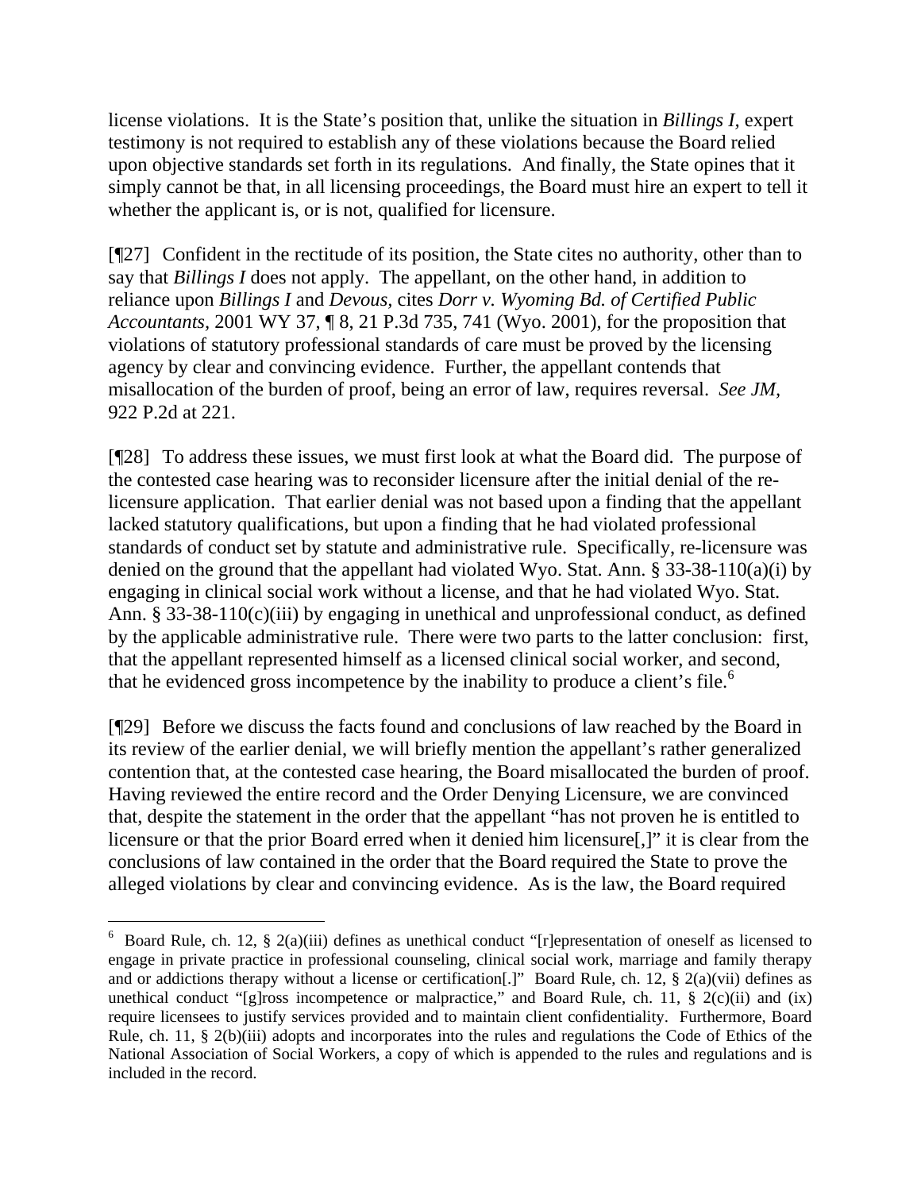license violations. It is the State's position that, unlike the situation in *Billings I*, expert testimony is not required to establish any of these violations because the Board relied upon objective standards set forth in its regulations. And finally, the State opines that it simply cannot be that, in all licensing proceedings, the Board must hire an expert to tell it whether the applicant is, or is not, qualified for licensure.

[¶27] Confident in the rectitude of its position, the State cites no authority, other than to say that *Billings I* does not apply. The appellant, on the other hand, in addition to reliance upon *Billings I* and *Devous*, cites *Dorr v. Wyoming Bd. of Certified Public Accountants*, 2001 WY 37, ¶ 8, 21 P.3d 735, 741 (Wyo. 2001), for the proposition that violations of statutory professional standards of care must be proved by the licensing agency by clear and convincing evidence. Further, the appellant contends that misallocation of the burden of proof, being an error of law, requires reversal. *See JM*, 922 P.2d at 221.

[¶28] To address these issues, we must first look at what the Board did. The purpose of the contested case hearing was to reconsider licensure after the initial denial of the re-licensure application. That earlier denial was not based upon a finding that the appellant lacked statutory qualifications, but upon a finding that he had violated professional standards of conduct set by statute and administrative rule. Specifically, re-licensure was denied on the ground that the appellant had violated Wyo. Stat. Ann. § 33-38-110(a)(i) by engaging in clinical social work without a license, and that he had violated Wyo. Stat. Ann. § 33-38-110(c)(iii) by engaging in unethical and unprofessional conduct, as defined by the applicable administrative rule. There were two parts to the latter conclusion: first, that the appellant represented himself as a licensed clinical social worker, and second, that he evidenced gross incompetence by the inability to produce a client's file.[6]

[¶29] Before we discuss the facts found and conclusions of law reached by the Board in its review of the earlier denial, we will briefly mention the appellant's rather generalized contention that, at the contested case hearing, the Board misallocated the burden of proof. Having reviewed the entire record and the Order Denying Licensure, we are convinced that, despite the statement in the order that the appellant "has not proven he is entitled to licensure or that the prior Board erred when it denied him licensure[,]" it is clear from the conclusions of law contained in the order that the Board required the State to prove the alleged violations by clear and convincing evidence. As is the law, the Board required

---

[6] Board Rule, ch. 12, § 2(a)(iii) defines as unethical conduct "[r]epresentation of oneself as licensed to engage in private practice in professional counseling, clinical social work, marriage and family therapy and or addictions therapy without a license or certification[.]" Board Rule, ch. 12, § 2(a)(vii) defines as unethical conduct "[g]ross incompetence or malpractice," and Board Rule, ch. 11, § 2(c)(ii) and (ix) require licensees to justify services provided and to maintain client confidentiality. Furthermore, Board Rule, ch. 11, § 2(b)(iii) adopts and incorporates into the rules and regulations the Code of Ethics of the National Association of Social Workers, a copy of which is appended to the rules and regulations and is included in the record.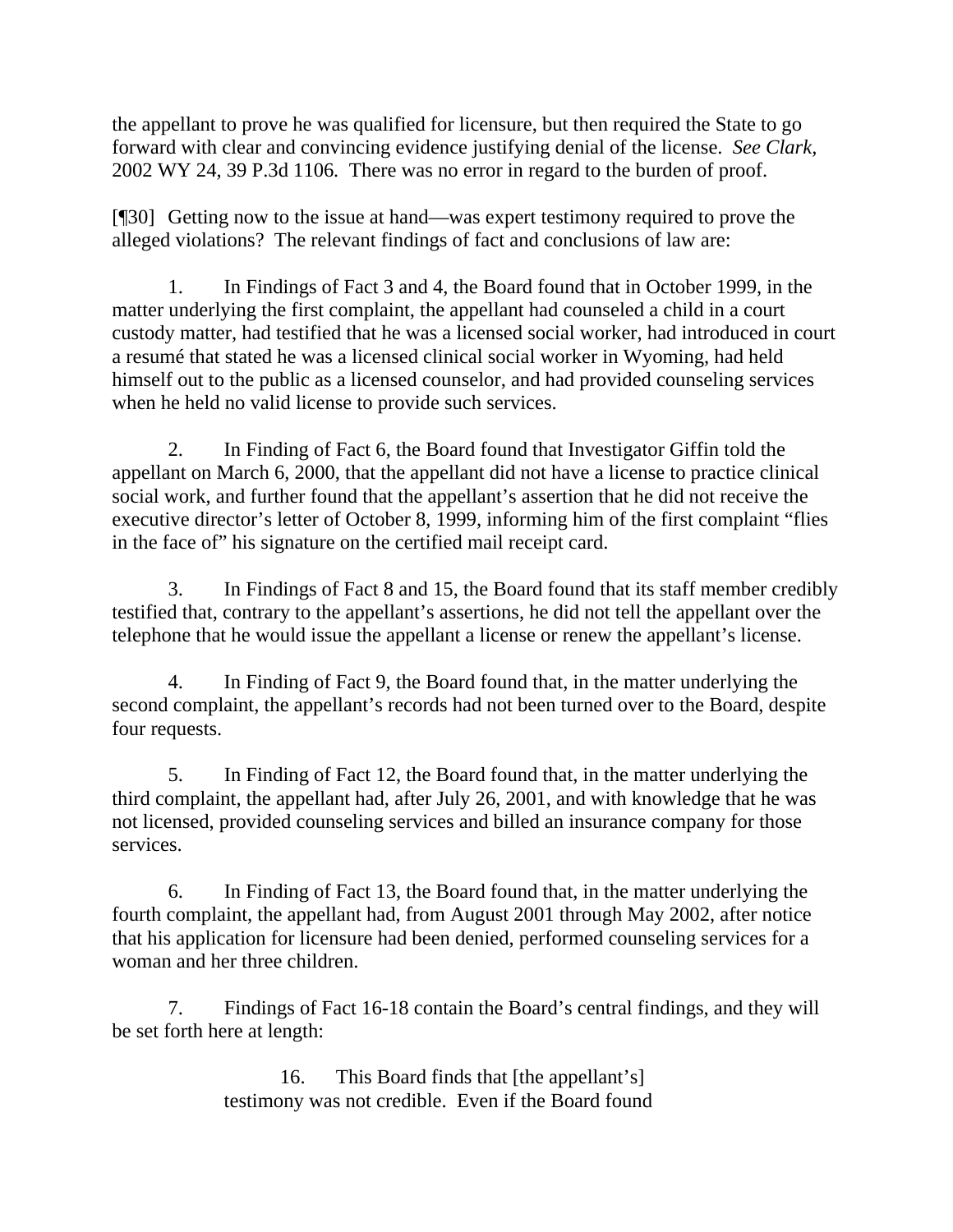the appellant to prove he was qualified for licensure, but then required the State to go forward with clear and convincing evidence justifying denial of the license. *See Clark,* 2002 WY 24, 39 P.3d 1106. There was no error in regard to the burden of proof.

[¶30] Getting now to the issue at hand—was expert testimony required to prove the alleged violations? The relevant findings of fact and conclusions of law are:

1. In Findings of Fact 3 and 4, the Board found that in October 1999, in the matter underlying the first complaint, the appellant had counseled a child in a court custody matter, had testified that he was a licensed social worker, had introduced in court a resumé that stated he was a licensed clinical social worker in Wyoming, had held himself out to the public as a licensed counselor, and had provided counseling services when he held no valid license to provide such services.

2. In Finding of Fact 6, the Board found that Investigator Giffin told the appellant on March 6, 2000, that the appellant did not have a license to practice clinical social work, and further found that the appellant's assertion that he did not receive the executive director's letter of October 8, 1999, informing him of the first complaint "flies in the face of" his signature on the certified mail receipt card.

3. In Findings of Fact 8 and 15, the Board found that its staff member credibly testified that, contrary to the appellant's assertions, he did not tell the appellant over the telephone that he would issue the appellant a license or renew the appellant's license.

4. In Finding of Fact 9, the Board found that, in the matter underlying the second complaint, the appellant's records had not been turned over to the Board, despite four requests.

5. In Finding of Fact 12, the Board found that, in the matter underlying the third complaint, the appellant had, after July 26, 2001, and with knowledge that he was not licensed, provided counseling services and billed an insurance company for those services.

6. In Finding of Fact 13, the Board found that, in the matter underlying the fourth complaint, the appellant had, from August 2001 through May 2002, after notice that his application for licensure had been denied, performed counseling services for a woman and her three children.

7. Findings of Fact 16-18 contain the Board's central findings, and they will be set forth here at length:

> 16. This Board finds that [the appellant's] testimony was not credible. Even if the Board found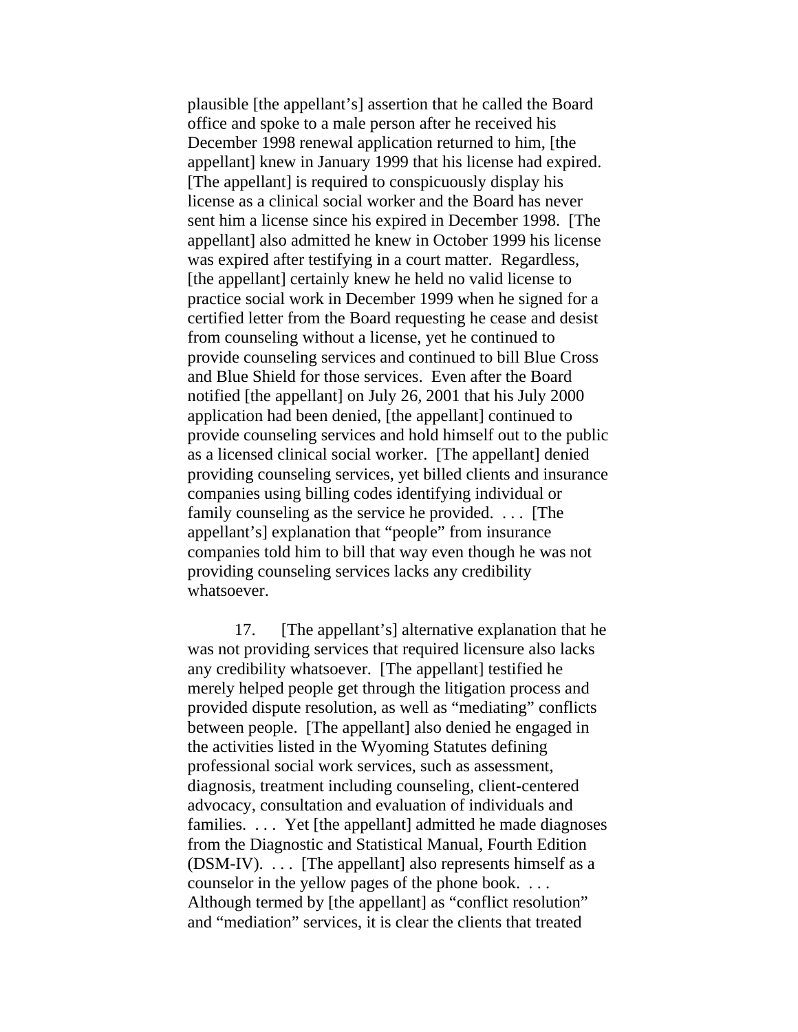plausible [the appellant's] assertion that he called the Board office and spoke to a male person after he received his December 1998 renewal application returned to him, [the appellant] knew in January 1999 that his license had expired. [The appellant] is required to conspicuously display his license as a clinical social worker and the Board has never sent him a license since his expired in December 1998. [The appellant] also admitted he knew in October 1999 his license was expired after testifying in a court matter. Regardless, [the appellant] certainly knew he held no valid license to practice social work in December 1999 when he signed for a certified letter from the Board requesting he cease and desist from counseling without a license, yet he continued to provide counseling services and continued to bill Blue Cross and Blue Shield for those services. Even after the Board notified [the appellant] on July 26, 2001 that his July 2000 application had been denied, [the appellant] continued to provide counseling services and hold himself out to the public as a licensed clinical social worker. [The appellant] denied providing counseling services, yet billed clients and insurance companies using billing codes identifying individual or family counseling as the service he provided. . . . [The appellant's] explanation that "people" from insurance companies told him to bill that way even though he was not providing counseling services lacks any credibility whatsoever.

17. [The appellant's] alternative explanation that he was not providing services that required licensure also lacks any credibility whatsoever. [The appellant] testified he merely helped people get through the litigation process and provided dispute resolution, as well as "mediating" conflicts between people. [The appellant] also denied he engaged in the activities listed in the Wyoming Statutes defining professional social work services, such as assessment, diagnosis, treatment including counseling, client-centered advocacy, consultation and evaluation of individuals and families. . . . Yet [the appellant] admitted he made diagnoses from the Diagnostic and Statistical Manual, Fourth Edition (DSM-IV). . . . [The appellant] also represents himself as a counselor in the yellow pages of the phone book. . . . Although termed by [the appellant] as "conflict resolution" and "mediation" services, it is clear the clients that treated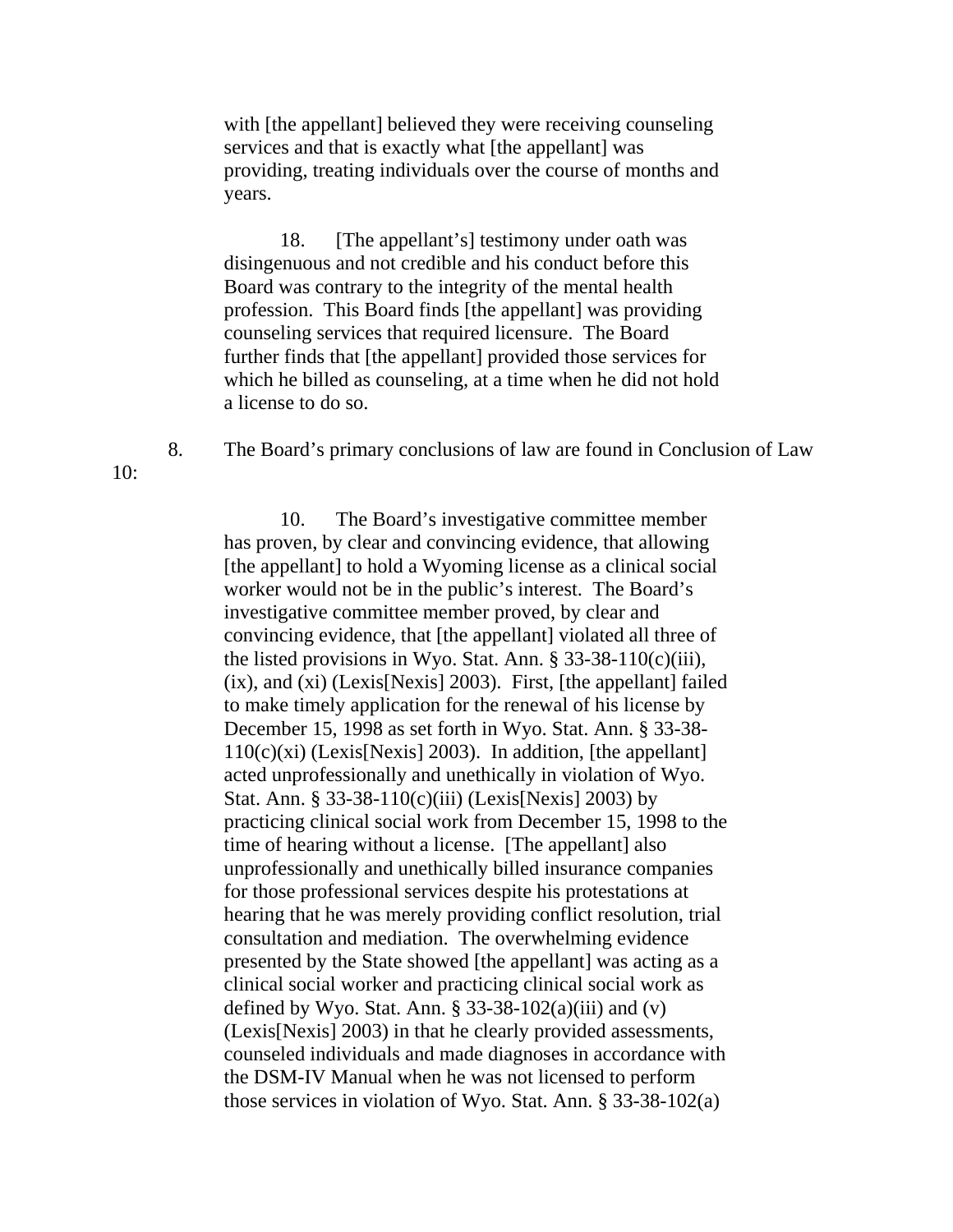> with [the appellant] believed they were receiving counseling services and that is exactly what [the appellant] was providing, treating individuals over the course of months and years.
>
> 18. [The appellant's] testimony under oath was disingenuous and not credible and his conduct before this Board was contrary to the integrity of the mental health profession. This Board finds [the appellant] was providing counseling services that required licensure. The Board further finds that [the appellant] provided those services for which he billed as counseling, at a time when he did not hold a license to do so.

8. The Board's primary conclusions of law are found in Conclusion of Law 10:

> 10. The Board's investigative committee member has proven, by clear and convincing evidence, that allowing [the appellant] to hold a Wyoming license as a clinical social worker would not be in the public's interest. The Board's investigative committee member proved, by clear and convincing evidence, that [the appellant] violated all three of the listed provisions in Wyo. Stat. Ann. § 33-38-110(c)(iii), (ix), and (xi) (Lexis[Nexis] 2003). First, [the appellant] failed to make timely application for the renewal of his license by December 15, 1998 as set forth in Wyo. Stat. Ann. § 33-38-110(c)(xi) (Lexis[Nexis] 2003). In addition, [the appellant] acted unprofessionally and unethically in violation of Wyo. Stat. Ann. § 33-38-110(c)(iii) (Lexis[Nexis] 2003) by practicing clinical social work from December 15, 1998 to the time of hearing without a license. [The appellant] also unprofessionally and unethically billed insurance companies for those professional services despite his protestations at hearing that he was merely providing conflict resolution, trial consultation and mediation. The overwhelming evidence presented by the State showed [the appellant] was acting as a clinical social worker and practicing clinical social work as defined by Wyo. Stat. Ann. § 33-38-102(a)(iii) and (v) (Lexis[Nexis] 2003) in that he clearly provided assessments, counseled individuals and made diagnoses in accordance with the DSM-IV Manual when he was not licensed to perform those services in violation of Wyo. Stat. Ann. § 33-38-102(a)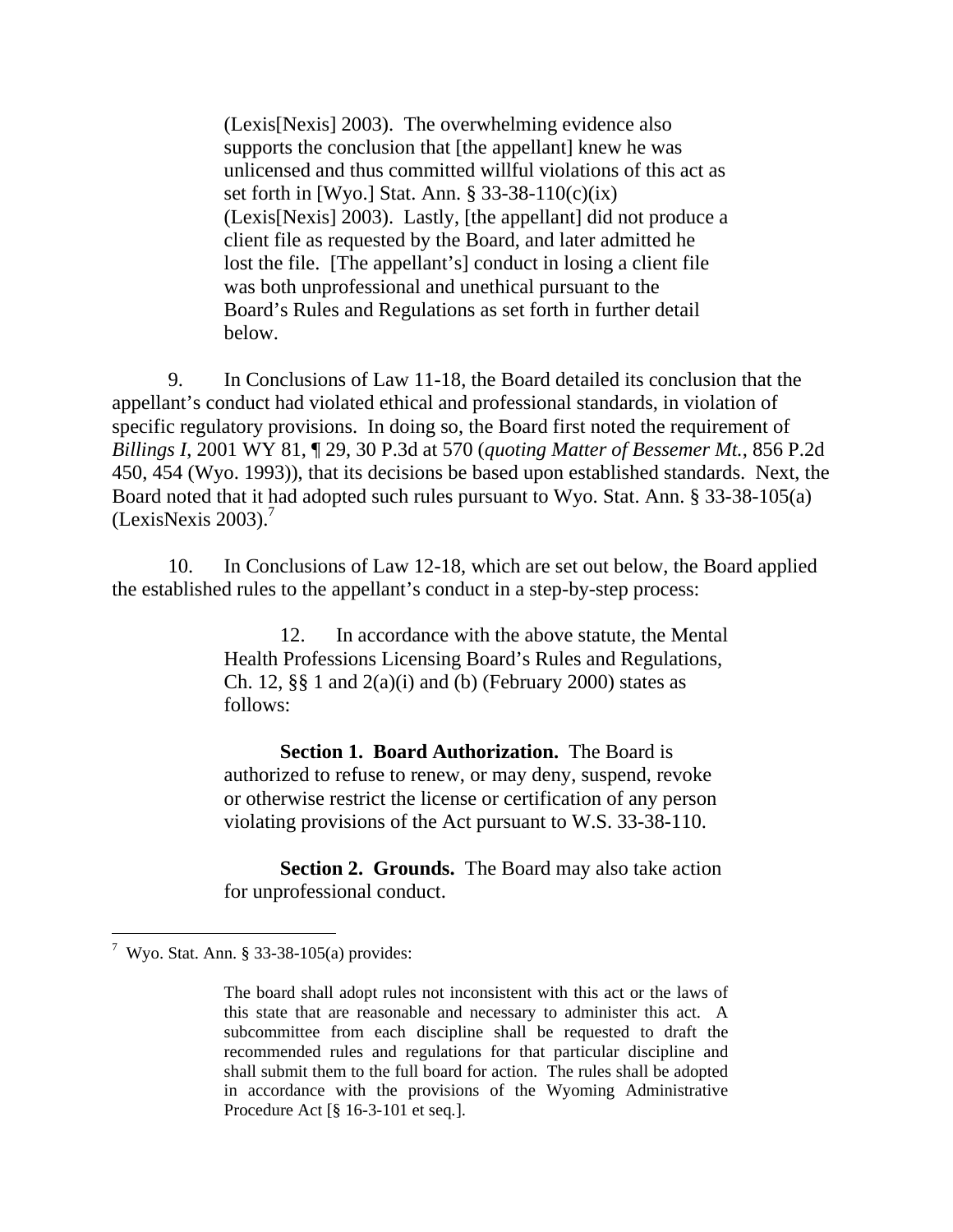> (Lexis[Nexis] 2003). The overwhelming evidence also supports the conclusion that [the appellant] knew he was unlicensed and thus committed willful violations of this act as set forth in [Wyo.] Stat. Ann. § 33-38-110(c)(ix) (Lexis[Nexis] 2003). Lastly, [the appellant] did not produce a client file as requested by the Board, and later admitted he lost the file. [The appellant's] conduct in losing a client file was both unprofessional and unethical pursuant to the Board's Rules and Regulations as set forth in further detail below.

9. In Conclusions of Law 11-18, the Board detailed its conclusion that the appellant's conduct had violated ethical and professional standards, in violation of specific regulatory provisions. In doing so, the Board first noted the requirement of *Billings I*, 2001 WY 81, ¶ 29, 30 P.3d at 570 (*quoting Matter of Bessemer Mt.*, 856 P.2d 450, 454 (Wyo. 1993)), that its decisions be based upon established standards. Next, the Board noted that it had adopted such rules pursuant to Wyo. Stat. Ann. § 33-38-105(a) (LexisNexis 2003).[7]

10. In Conclusions of Law 12-18, which are set out below, the Board applied the established rules to the appellant's conduct in a step-by-step process:

> 12. In accordance with the above statute, the Mental Health Professions Licensing Board's Rules and Regulations, Ch. 12, §§ 1 and 2(a)(i) and (b) (February 2000) states as follows:
>
> **Section 1. Board Authorization.** The Board is authorized to refuse to renew, or may deny, suspend, revoke or otherwise restrict the license or certification of any person violating provisions of the Act pursuant to W.S. 33-38-110.
>
> **Section 2. Grounds.** The Board may also take action for unprofessional conduct.

---

[7] Wyo. Stat. Ann. § 33-38-105(a) provides:

> The board shall adopt rules not inconsistent with this act or the laws of this state that are reasonable and necessary to administer this act. A subcommittee from each discipline shall be requested to draft the recommended rules and regulations for that particular discipline and shall submit them to the full board for action. The rules shall be adopted in accordance with the provisions of the Wyoming Administrative Procedure Act [§ 16-3-101 et seq.].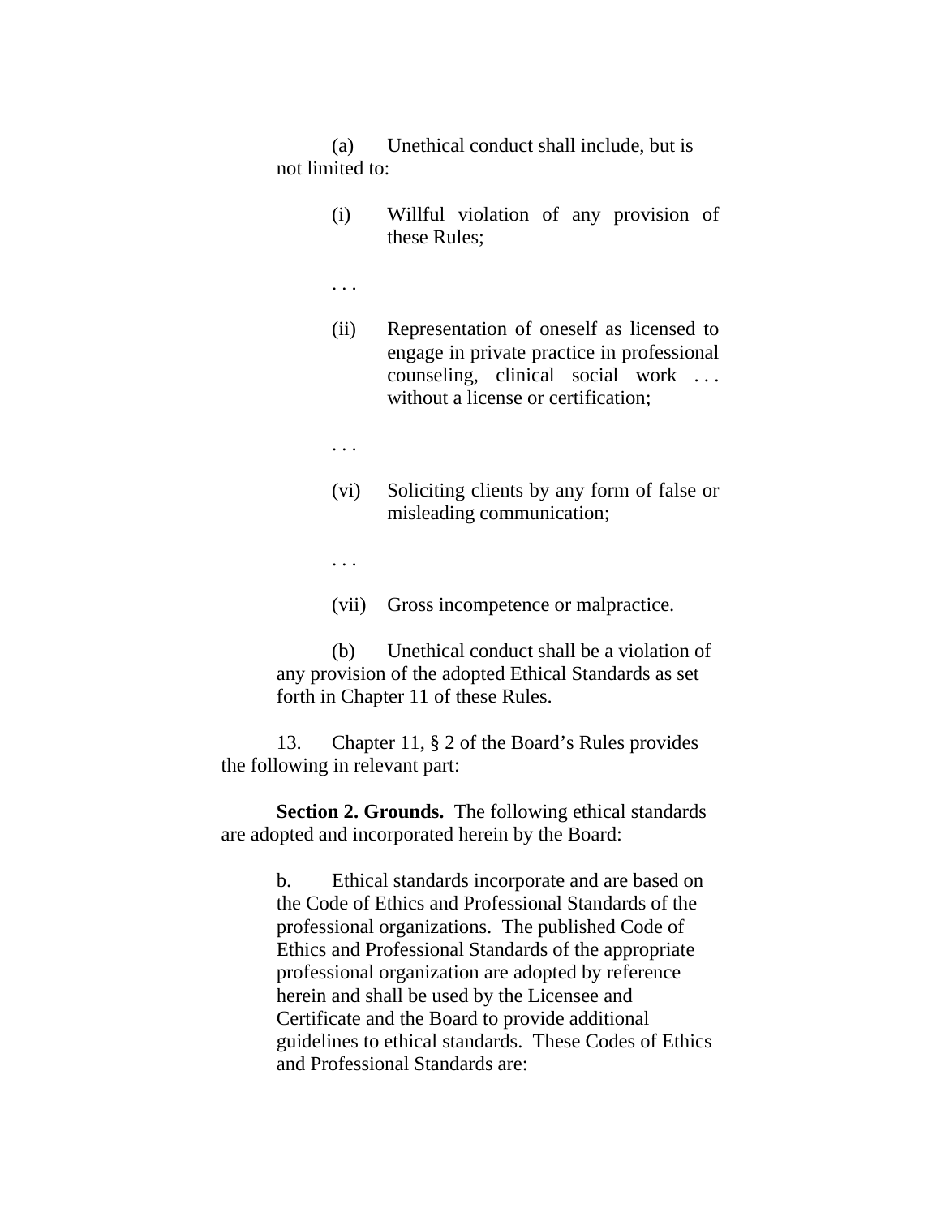(a) Unethical conduct shall include, but is not limited to:

> (i) Willful violation of any provision of these Rules;
>
> . . .
>
> (ii) Representation of oneself as licensed to engage in private practice in professional counseling, clinical social work . . . without a license or certification;
>
> . . .
>
> (vi) Soliciting clients by any form of false or misleading communication;
>
> . . .
>
> (vii) Gross incompetence or malpractice.

(b) Unethical conduct shall be a violation of any provision of the adopted Ethical Standards as set forth in Chapter 11 of these Rules.

13. Chapter 11, § 2 of the Board's Rules provides the following in relevant part:

**Section 2. Grounds.** The following ethical standards are adopted and incorporated herein by the Board:

> b. Ethical standards incorporate and are based on the Code of Ethics and Professional Standards of the professional organizations. The published Code of Ethics and Professional Standards of the appropriate professional organization are adopted by reference herein and shall be used by the Licensee and Certificate and the Board to provide additional guidelines to ethical standards. These Codes of Ethics and Professional Standards are: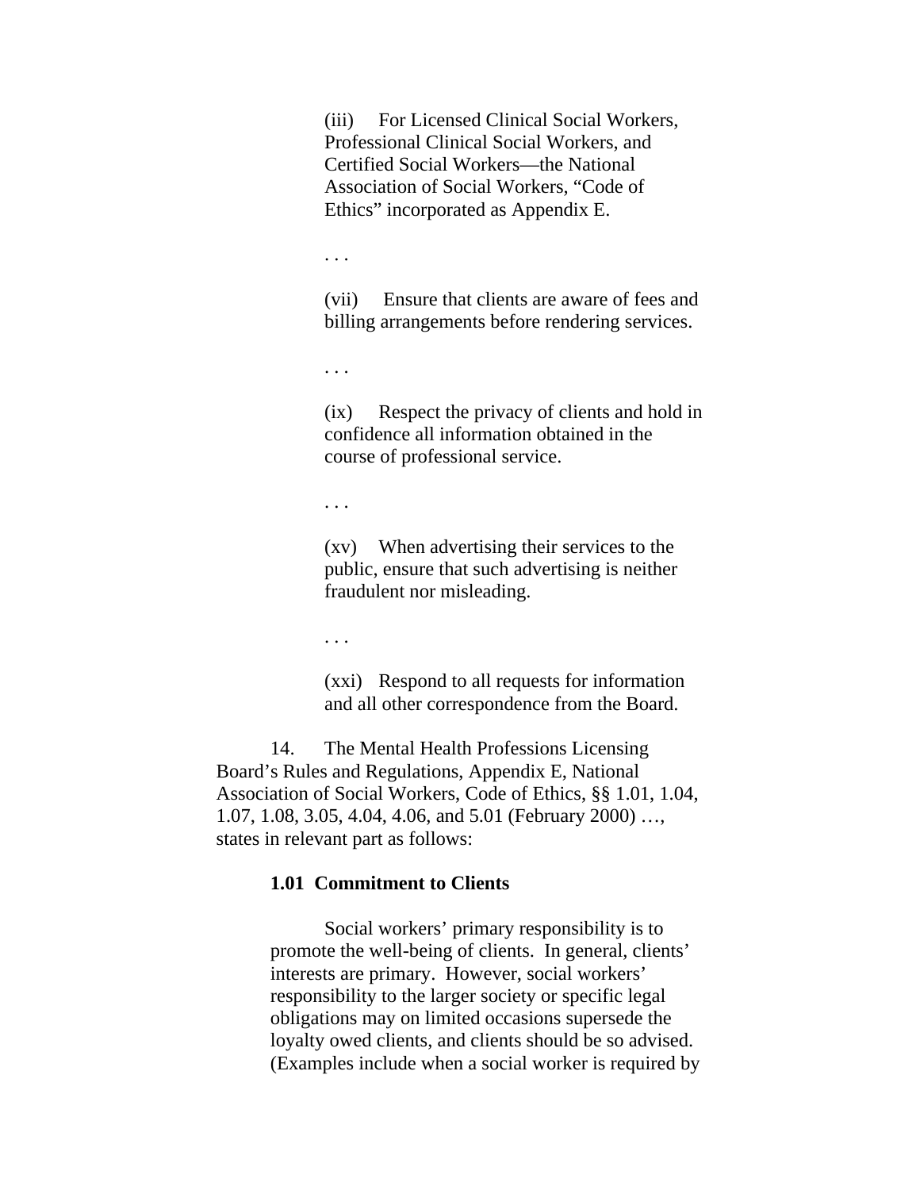(iii) For Licensed Clinical Social Workers, Professional Clinical Social Workers, and Certified Social Workers—the National Association of Social Workers, "Code of Ethics" incorporated as Appendix E.

. . .

(vii) Ensure that clients are aware of fees and billing arrangements before rendering services.

. . .

(ix) Respect the privacy of clients and hold in confidence all information obtained in the course of professional service.

. . .

(xv) When advertising their services to the public, ensure that such advertising is neither fraudulent nor misleading.

. . .

(xxi) Respond to all requests for information and all other correspondence from the Board.

14. The Mental Health Professions Licensing Board's Rules and Regulations, Appendix E, National Association of Social Workers, Code of Ethics, §§ 1.01, 1.04, 1.07, 1.08, 3.05, 4.04, 4.06, and 5.01 (February 2000) …, states in relevant part as follows:

**1.01 Commitment to Clients**

Social workers' primary responsibility is to promote the well-being of clients. In general, clients' interests are primary. However, social workers' responsibility to the larger society or specific legal obligations may on limited occasions supersede the loyalty owed clients, and clients should be so advised. (Examples include when a social worker is required by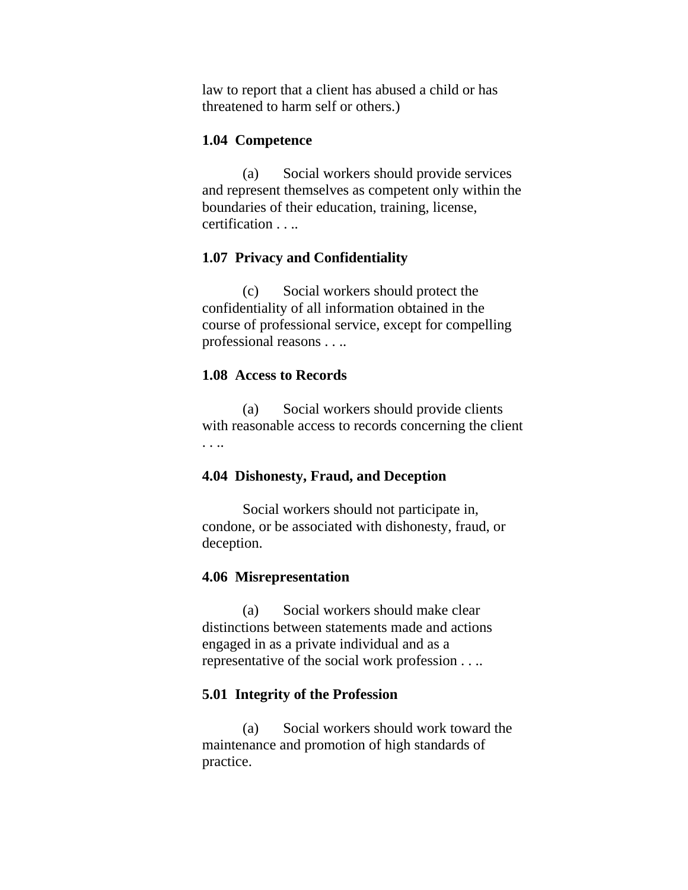law to report that a client has abused a child or has threatened to harm self or others.)

**1.04 Competence**

(a) Social workers should provide services and represent themselves as competent only within the boundaries of their education, training, license, certification . . ..

**1.07 Privacy and Confidentiality**

(c) Social workers should protect the confidentiality of all information obtained in the course of professional service, except for compelling professional reasons . . ..

**1.08 Access to Records**

(a) Social workers should provide clients with reasonable access to records concerning the client . . ..

**4.04 Dishonesty, Fraud, and Deception**

Social workers should not participate in, condone, or be associated with dishonesty, fraud, or deception.

**4.06 Misrepresentation**

(a) Social workers should make clear distinctions between statements made and actions engaged in as a private individual and as a representative of the social work profession . . ..

**5.01 Integrity of the Profession**

(a) Social workers should work toward the maintenance and promotion of high standards of practice.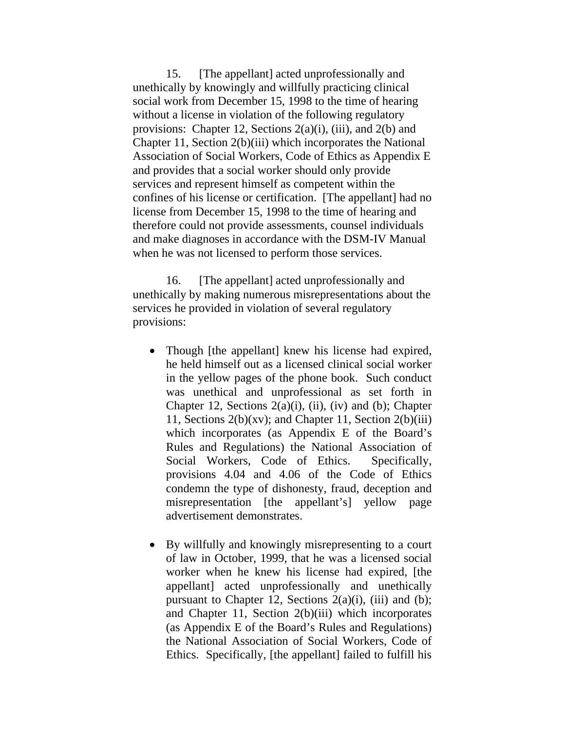15. [The appellant] acted unprofessionally and unethically by knowingly and willfully practicing clinical social work from December 15, 1998 to the time of hearing without a license in violation of the following regulatory provisions: Chapter 12, Sections 2(a)(i), (iii), and 2(b) and Chapter 11, Section 2(b)(iii) which incorporates the National Association of Social Workers, Code of Ethics as Appendix E and provides that a social worker should only provide services and represent himself as competent within the confines of his license or certification. [The appellant] had no license from December 15, 1998 to the time of hearing and therefore could not provide assessments, counsel individuals and make diagnoses in accordance with the DSM-IV Manual when he was not licensed to perform those services.

16. [The appellant] acted unprofessionally and unethically by making numerous misrepresentations about the services he provided in violation of several regulatory provisions:

- Though [the appellant] knew his license had expired, he held himself out as a licensed clinical social worker in the yellow pages of the phone book. Such conduct was unethical and unprofessional as set forth in Chapter 12, Sections 2(a)(i), (ii), (iv) and (b); Chapter 11, Sections 2(b)(xv); and Chapter 11, Section 2(b)(iii) which incorporates (as Appendix E of the Board's Rules and Regulations) the National Association of Social Workers, Code of Ethics. Specifically, provisions 4.04 and 4.06 of the Code of Ethics condemn the type of dishonesty, fraud, deception and misrepresentation [the appellant's] yellow page advertisement demonstrates.

- By willfully and knowingly misrepresenting to a court of law in October, 1999, that he was a licensed social worker when he knew his license had expired, [the appellant] acted unprofessionally and unethically pursuant to Chapter 12, Sections 2(a)(i), (iii) and (b); and Chapter 11, Section 2(b)(iii) which incorporates (as Appendix E of the Board's Rules and Regulations) the National Association of Social Workers, Code of Ethics. Specifically, [the appellant] failed to fulfill his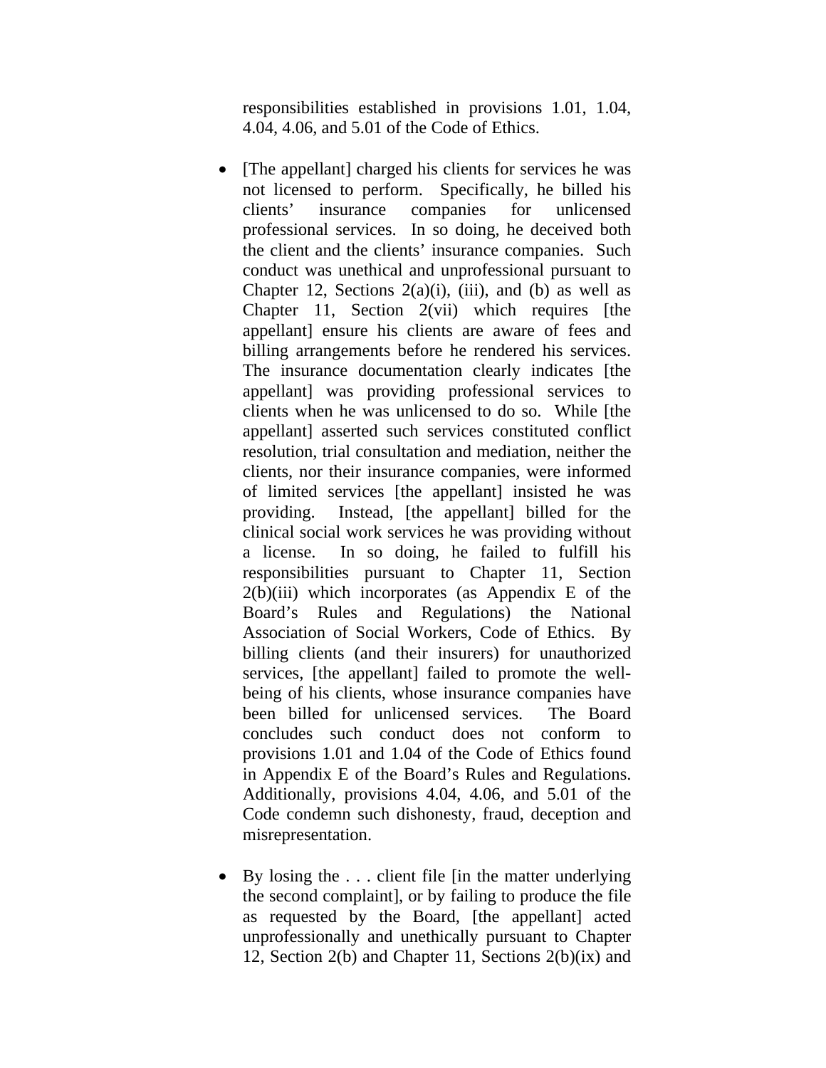responsibilities established in provisions 1.01, 1.04, 4.04, 4.06, and 5.01 of the Code of Ethics.

- [The appellant] charged his clients for services he was not licensed to perform. Specifically, he billed his clients' insurance companies for unlicensed professional services. In so doing, he deceived both the client and the clients' insurance companies. Such conduct was unethical and unprofessional pursuant to Chapter 12, Sections 2(a)(i), (iii), and (b) as well as Chapter 11, Section 2(vii) which requires [the appellant] ensure his clients are aware of fees and billing arrangements before he rendered his services. The insurance documentation clearly indicates [the appellant] was providing professional services to clients when he was unlicensed to do so. While [the appellant] asserted such services constituted conflict resolution, trial consultation and mediation, neither the clients, nor their insurance companies, were informed of limited services [the appellant] insisted he was providing. Instead, [the appellant] billed for the clinical social work services he was providing without a license. In so doing, he failed to fulfill his responsibilities pursuant to Chapter 11, Section 2(b)(iii) which incorporates (as Appendix E of the Board's Rules and Regulations) the National Association of Social Workers, Code of Ethics. By billing clients (and their insurers) for unauthorized services, [the appellant] failed to promote the well-being of his clients, whose insurance companies have been billed for unlicensed services. The Board concludes such conduct does not conform to provisions 1.01 and 1.04 of the Code of Ethics found in Appendix E of the Board's Rules and Regulations. Additionally, provisions 4.04, 4.06, and 5.01 of the Code condemn such dishonesty, fraud, deception and misrepresentation.

- By losing the . . . client file [in the matter underlying the second complaint], or by failing to produce the file as requested by the Board, [the appellant] acted unprofessionally and unethically pursuant to Chapter 12, Section 2(b) and Chapter 11, Sections 2(b)(ix) and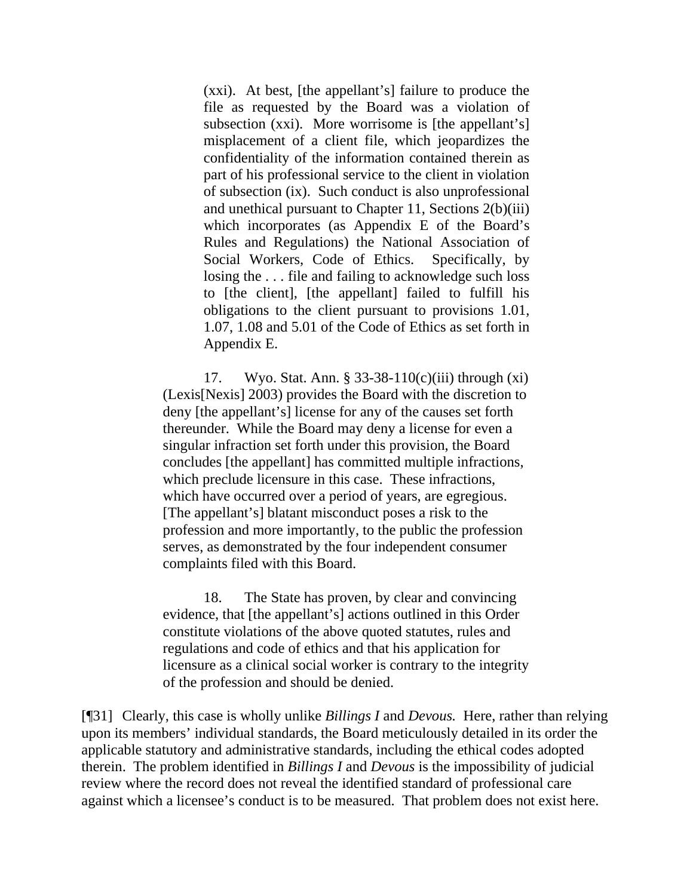> (xxi). At best, [the appellant's] failure to produce the file as requested by the Board was a violation of subsection (xxi). More worrisome is [the appellant's] misplacement of a client file, which jeopardizes the confidentiality of the information contained therein as part of his professional service to the client in violation of subsection (ix). Such conduct is also unprofessional and unethical pursuant to Chapter 11, Sections 2(b)(iii) which incorporates (as Appendix E of the Board's Rules and Regulations) the National Association of Social Workers, Code of Ethics. Specifically, by losing the . . . file and failing to acknowledge such loss to [the client], [the appellant] failed to fulfill his obligations to the client pursuant to provisions 1.01, 1.07, 1.08 and 5.01 of the Code of Ethics as set forth in Appendix E.
>
> 17. Wyo. Stat. Ann. § 33-38-110(c)(iii) through (xi) (Lexis[Nexis] 2003) provides the Board with the discretion to deny [the appellant's] license for any of the causes set forth thereunder. While the Board may deny a license for even a singular infraction set forth under this provision, the Board concludes [the appellant] has committed multiple infractions, which preclude licensure in this case. These infractions, which have occurred over a period of years, are egregious. [The appellant's] blatant misconduct poses a risk to the profession and more importantly, to the public the profession serves, as demonstrated by the four independent consumer complaints filed with this Board.
>
> 18. The State has proven, by clear and convincing evidence, that [the appellant's] actions outlined in this Order constitute violations of the above quoted statutes, rules and regulations and code of ethics and that his application for licensure as a clinical social worker is contrary to the integrity of the profession and should be denied.

[¶31] Clearly, this case is wholly unlike *Billings I* and *Devous.* Here, rather than relying upon its members' individual standards, the Board meticulously detailed in its order the applicable statutory and administrative standards, including the ethical codes adopted therein. The problem identified in *Billings I* and *Devous* is the impossibility of judicial review where the record does not reveal the identified standard of professional care against which a licensee's conduct is to be measured. That problem does not exist here.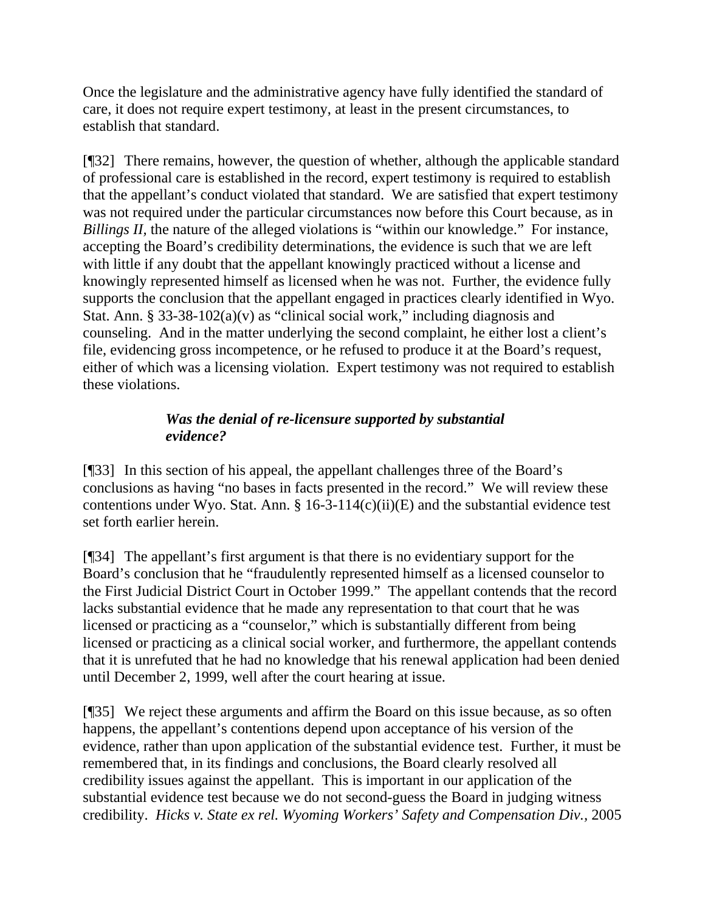Once the legislature and the administrative agency have fully identified the standard of care, it does not require expert testimony, at least in the present circumstances, to establish that standard.

[¶32] There remains, however, the question of whether, although the applicable standard of professional care is established in the record, expert testimony is required to establish that the appellant's conduct violated that standard. We are satisfied that expert testimony was not required under the particular circumstances now before this Court because, as in *Billings II,* the nature of the alleged violations is "within our knowledge." For instance, accepting the Board's credibility determinations, the evidence is such that we are left with little if any doubt that the appellant knowingly practiced without a license and knowingly represented himself as licensed when he was not. Further, the evidence fully supports the conclusion that the appellant engaged in practices clearly identified in Wyo. Stat. Ann. § 33-38-102(a)(v) as "clinical social work," including diagnosis and counseling. And in the matter underlying the second complaint, he either lost a client's file, evidencing gross incompetence, or he refused to produce it at the Board's request, either of which was a licensing violation. Expert testimony was not required to establish these violations.

### *Was the denial of re-licensure supported by substantial evidence?*

[¶33] In this section of his appeal, the appellant challenges three of the Board's conclusions as having "no bases in facts presented in the record." We will review these contentions under Wyo. Stat. Ann. § 16-3-114(c)(ii)(E) and the substantial evidence test set forth earlier herein.

[¶34] The appellant's first argument is that there is no evidentiary support for the Board's conclusion that he "fraudulently represented himself as a licensed counselor to the First Judicial District Court in October 1999." The appellant contends that the record lacks substantial evidence that he made any representation to that court that he was licensed or practicing as a "counselor," which is substantially different from being licensed or practicing as a clinical social worker, and furthermore, the appellant contends that it is unrefuted that he had no knowledge that his renewal application had been denied until December 2, 1999, well after the court hearing at issue.

[¶35] We reject these arguments and affirm the Board on this issue because, as so often happens, the appellant's contentions depend upon acceptance of his version of the evidence, rather than upon application of the substantial evidence test. Further, it must be remembered that, in its findings and conclusions, the Board clearly resolved all credibility issues against the appellant. This is important in our application of the substantial evidence test because we do not second-guess the Board in judging witness credibility. *Hicks v. State ex rel. Wyoming Workers' Safety and Compensation Div.*, 2005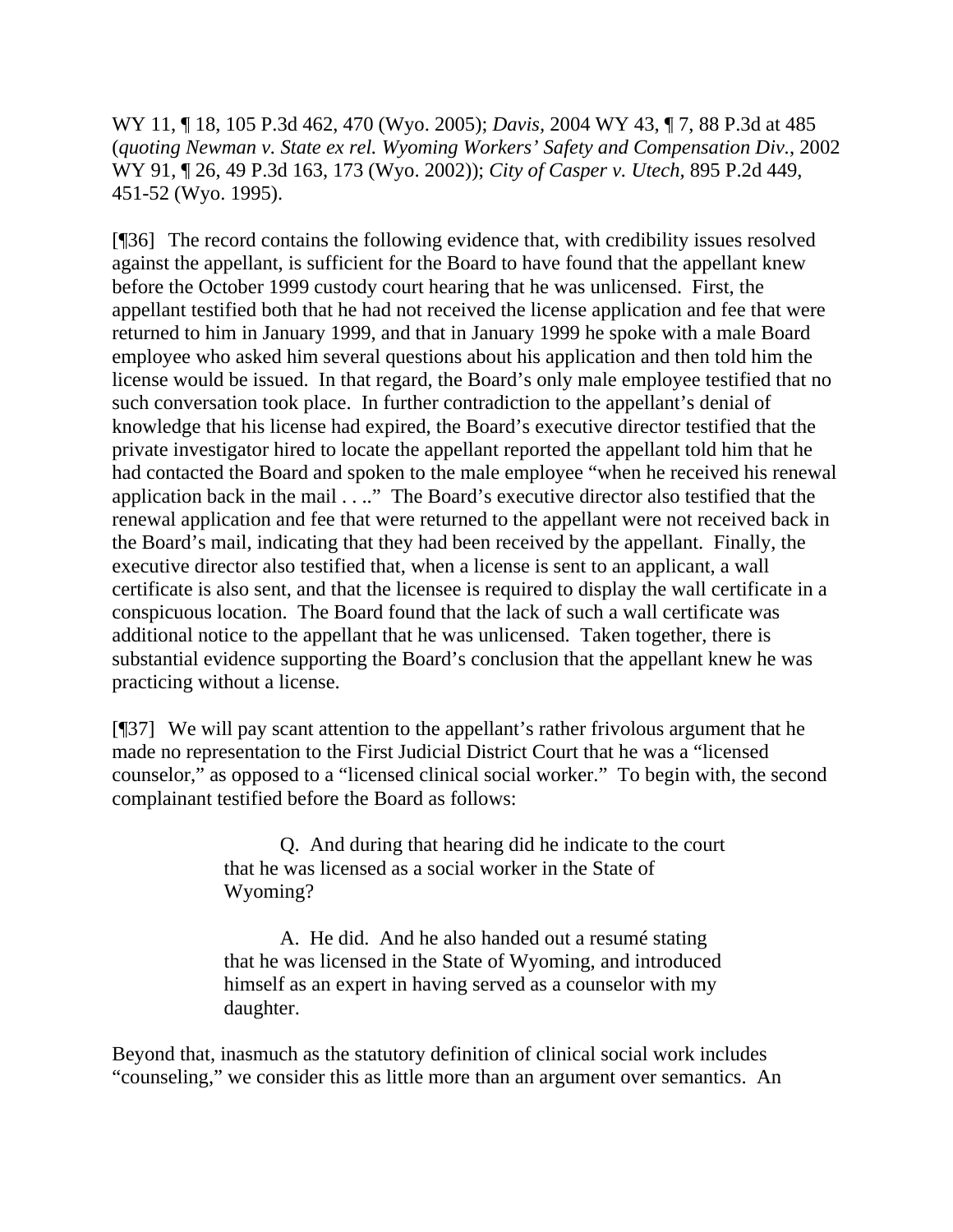WY 11, ¶ 18, 105 P.3d 462, 470 (Wyo. 2005); *Davis*, 2004 WY 43, ¶ 7, 88 P.3d at 485 (*quoting Newman v. State ex rel. Wyoming Workers' Safety and Compensation Div.*, 2002 WY 91, ¶ 26, 49 P.3d 163, 173 (Wyo. 2002)); *City of Casper v. Utech*, 895 P.2d 449, 451-52 (Wyo. 1995).

[¶36] The record contains the following evidence that, with credibility issues resolved against the appellant, is sufficient for the Board to have found that the appellant knew before the October 1999 custody court hearing that he was unlicensed. First, the appellant testified both that he had not received the license application and fee that were returned to him in January 1999, and that in January 1999 he spoke with a male Board employee who asked him several questions about his application and then told him the license would be issued. In that regard, the Board's only male employee testified that no such conversation took place. In further contradiction to the appellant's denial of knowledge that his license had expired, the Board's executive director testified that the private investigator hired to locate the appellant reported the appellant told him that he had contacted the Board and spoken to the male employee "when he received his renewal application back in the mail . . .." The Board's executive director also testified that the renewal application and fee that were returned to the appellant were not received back in the Board's mail, indicating that they had been received by the appellant. Finally, the executive director also testified that, when a license is sent to an applicant, a wall certificate is also sent, and that the licensee is required to display the wall certificate in a conspicuous location. The Board found that the lack of such a wall certificate was additional notice to the appellant that he was unlicensed. Taken together, there is substantial evidence supporting the Board's conclusion that the appellant knew he was practicing without a license.

[¶37] We will pay scant attention to the appellant's rather frivolous argument that he made no representation to the First Judicial District Court that he was a "licensed counselor," as opposed to a "licensed clinical social worker." To begin with, the second complainant testified before the Board as follows:

> Q. And during that hearing did he indicate to the court that he was licensed as a social worker in the State of Wyoming?
>
> A. He did. And he also handed out a resumé stating that he was licensed in the State of Wyoming, and introduced himself as an expert in having served as a counselor with my daughter.

Beyond that, inasmuch as the statutory definition of clinical social work includes "counseling," we consider this as little more than an argument over semantics. An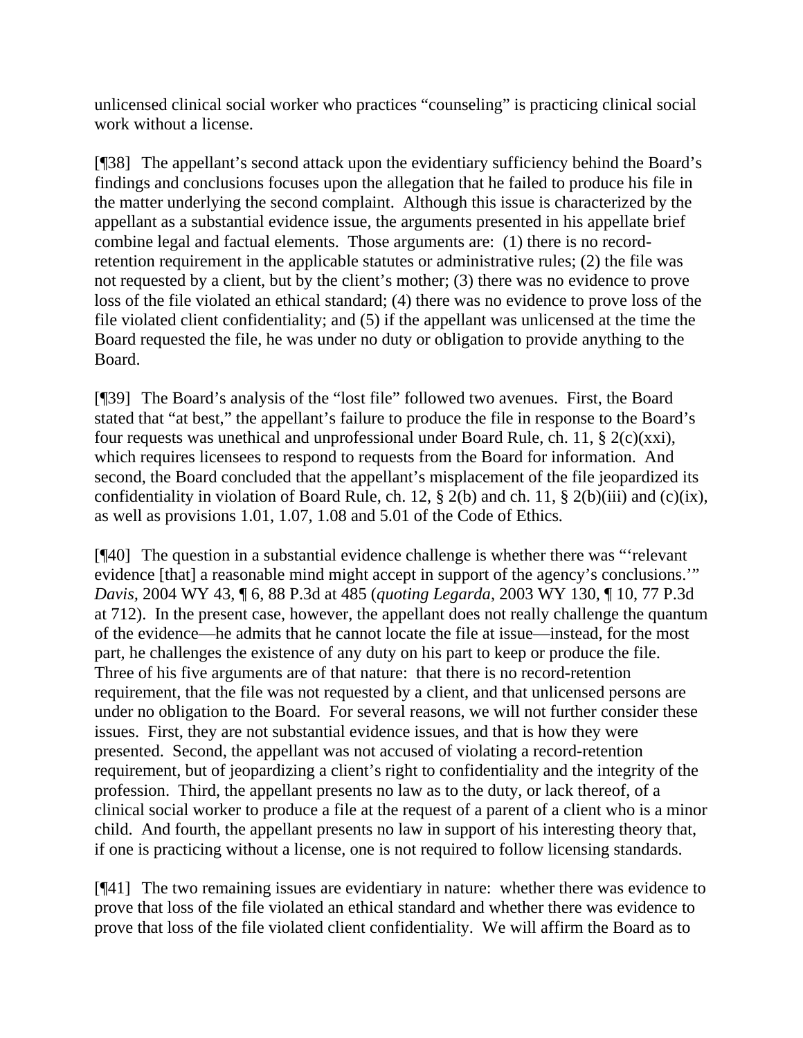unlicensed clinical social worker who practices "counseling" is practicing clinical social work without a license.

[¶38] The appellant's second attack upon the evidentiary sufficiency behind the Board's findings and conclusions focuses upon the allegation that he failed to produce his file in the matter underlying the second complaint. Although this issue is characterized by the appellant as a substantial evidence issue, the arguments presented in his appellate brief combine legal and factual elements. Those arguments are: (1) there is no record-retention requirement in the applicable statutes or administrative rules; (2) the file was not requested by a client, but by the client's mother; (3) there was no evidence to prove loss of the file violated an ethical standard; (4) there was no evidence to prove loss of the file violated client confidentiality; and (5) if the appellant was unlicensed at the time the Board requested the file, he was under no duty or obligation to provide anything to the Board.

[¶39] The Board's analysis of the "lost file" followed two avenues. First, the Board stated that "at best," the appellant's failure to produce the file in response to the Board's four requests was unethical and unprofessional under Board Rule, ch. 11, § 2(c)(xxi), which requires licensees to respond to requests from the Board for information. And second, the Board concluded that the appellant's misplacement of the file jeopardized its confidentiality in violation of Board Rule, ch. 12, § 2(b) and ch. 11, § 2(b)(iii) and (c)(ix), as well as provisions 1.01, 1.07, 1.08 and 5.01 of the Code of Ethics.

[¶40] The question in a substantial evidence challenge is whether there was "'relevant evidence [that] a reasonable mind might accept in support of the agency's conclusions.'" *Davis*, 2004 WY 43, ¶ 6, 88 P.3d at 485 (*quoting Legarda*, 2003 WY 130, ¶ 10, 77 P.3d at 712). In the present case, however, the appellant does not really challenge the quantum of the evidence—he admits that he cannot locate the file at issue—instead, for the most part, he challenges the existence of any duty on his part to keep or produce the file. Three of his five arguments are of that nature: that there is no record-retention requirement, that the file was not requested by a client, and that unlicensed persons are under no obligation to the Board. For several reasons, we will not further consider these issues. First, they are not substantial evidence issues, and that is how they were presented. Second, the appellant was not accused of violating a record-retention requirement, but of jeopardizing a client's right to confidentiality and the integrity of the profession. Third, the appellant presents no law as to the duty, or lack thereof, of a clinical social worker to produce a file at the request of a parent of a client who is a minor child. And fourth, the appellant presents no law in support of his interesting theory that, if one is practicing without a license, one is not required to follow licensing standards.

[¶41] The two remaining issues are evidentiary in nature: whether there was evidence to prove that loss of the file violated an ethical standard and whether there was evidence to prove that loss of the file violated client confidentiality. We will affirm the Board as to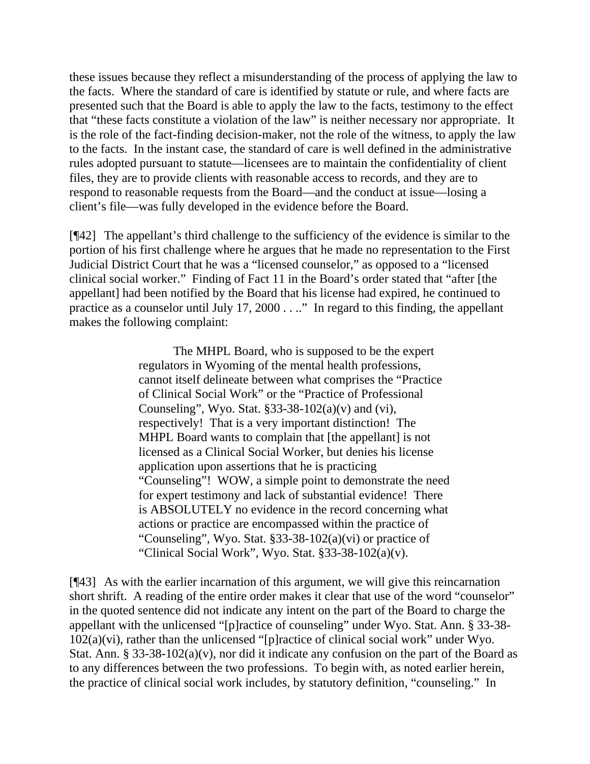these issues because they reflect a misunderstanding of the process of applying the law to the facts. Where the standard of care is identified by statute or rule, and where facts are presented such that the Board is able to apply the law to the facts, testimony to the effect that "these facts constitute a violation of the law" is neither necessary nor appropriate. It is the role of the fact-finding decision-maker, not the role of the witness, to apply the law to the facts. In the instant case, the standard of care is well defined in the administrative rules adopted pursuant to statute—licensees are to maintain the confidentiality of client files, they are to provide clients with reasonable access to records, and they are to respond to reasonable requests from the Board—and the conduct at issue—losing a client's file—was fully developed in the evidence before the Board.

[¶42] The appellant's third challenge to the sufficiency of the evidence is similar to the portion of his first challenge where he argues that he made no representation to the First Judicial District Court that he was a "licensed counselor," as opposed to a "licensed clinical social worker." Finding of Fact 11 in the Board's order stated that "after [the appellant] had been notified by the Board that his license had expired, he continued to practice as a counselor until July 17, 2000 . . .." In regard to this finding, the appellant makes the following complaint:

> The MHPL Board, who is supposed to be the expert regulators in Wyoming of the mental health professions, cannot itself delineate between what comprises the "Practice of Clinical Social Work" or the "Practice of Professional Counseling", Wyo. Stat. §33-38-102(a)(v) and (vi), respectively! That is a very important distinction! The MHPL Board wants to complain that [the appellant] is not licensed as a Clinical Social Worker, but denies his license application upon assertions that he is practicing "Counseling"! WOW, a simple point to demonstrate the need for expert testimony and lack of substantial evidence! There is ABSOLUTELY no evidence in the record concerning what actions or practice are encompassed within the practice of "Counseling", Wyo. Stat. §33-38-102(a)(vi) or practice of "Clinical Social Work", Wyo. Stat. §33-38-102(a)(v).

[¶43] As with the earlier incarnation of this argument, we will give this reincarnation short shrift. A reading of the entire order makes it clear that use of the word "counselor" in the quoted sentence did not indicate any intent on the part of the Board to charge the appellant with the unlicensed "[p]ractice of counseling" under Wyo. Stat. Ann. § 33-38-102(a)(vi), rather than the unlicensed "[p]ractice of clinical social work" under Wyo. Stat. Ann. § 33-38-102(a)(v), nor did it indicate any confusion on the part of the Board as to any differences between the two professions. To begin with, as noted earlier herein, the practice of clinical social work includes, by statutory definition, "counseling." In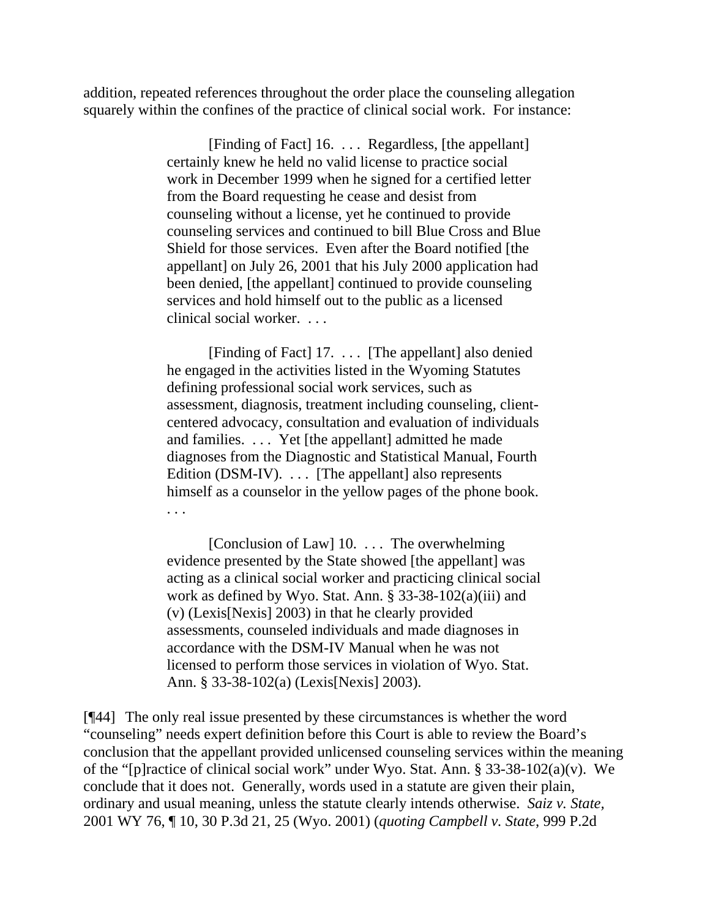addition, repeated references throughout the order place the counseling allegation squarely within the confines of the practice of clinical social work. For instance:

> [Finding of Fact] 16. . . . Regardless, [the appellant] certainly knew he held no valid license to practice social work in December 1999 when he signed for a certified letter from the Board requesting he cease and desist from counseling without a license, yet he continued to provide counseling services and continued to bill Blue Cross and Blue Shield for those services. Even after the Board notified [the appellant] on July 26, 2001 that his July 2000 application had been denied, [the appellant] continued to provide counseling services and hold himself out to the public as a licensed clinical social worker. . . .
>
> [Finding of Fact] 17. . . . [The appellant] also denied he engaged in the activities listed in the Wyoming Statutes defining professional social work services, such as assessment, diagnosis, treatment including counseling, client-centered advocacy, consultation and evaluation of individuals and families. . . . Yet [the appellant] admitted he made diagnoses from the Diagnostic and Statistical Manual, Fourth Edition (DSM-IV). . . . [The appellant] also represents himself as a counselor in the yellow pages of the phone book. . . .
>
> [Conclusion of Law] 10. . . . The overwhelming evidence presented by the State showed [the appellant] was acting as a clinical social worker and practicing clinical social work as defined by Wyo. Stat. Ann. § 33-38-102(a)(iii) and (v) (Lexis[Nexis] 2003) in that he clearly provided assessments, counseled individuals and made diagnoses in accordance with the DSM-IV Manual when he was not licensed to perform those services in violation of Wyo. Stat. Ann. § 33-38-102(a) (Lexis[Nexis] 2003).

[¶44] The only real issue presented by these circumstances is whether the word "counseling" needs expert definition before this Court is able to review the Board's conclusion that the appellant provided unlicensed counseling services within the meaning of the "[p]ractice of clinical social work" under Wyo. Stat. Ann. § 33-38-102(a)(v). We conclude that it does not. Generally, words used in a statute are given their plain, ordinary and usual meaning, unless the statute clearly intends otherwise. *Saiz v. State*, 2001 WY 76, ¶ 10, 30 P.3d 21, 25 (Wyo. 2001) (*quoting Campbell v. State*, 999 P.2d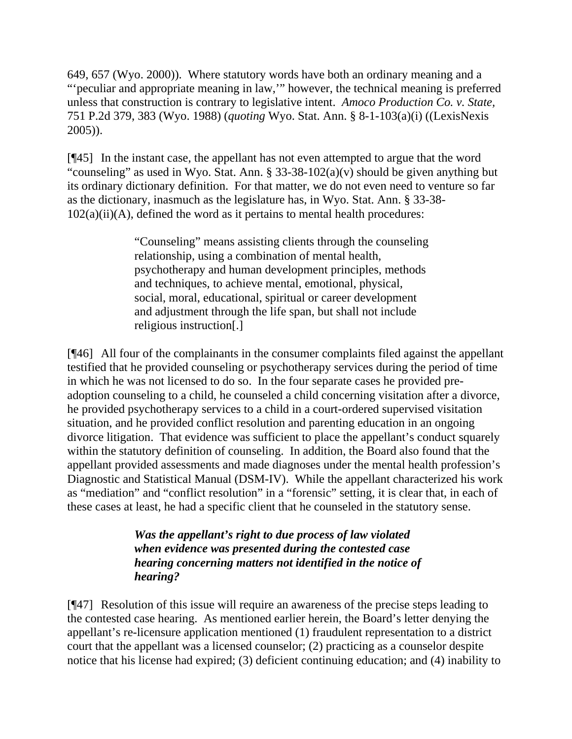649, 657 (Wyo. 2000)). Where statutory words have both an ordinary meaning and a "'peculiar and appropriate meaning in law,'" however, the technical meaning is preferred unless that construction is contrary to legislative intent. *Amoco Production Co. v. State*, 751 P.2d 379, 383 (Wyo. 1988) (*quoting* Wyo. Stat. Ann. § 8-1-103(a)(i) ((LexisNexis 2005)).

[¶45] In the instant case, the appellant has not even attempted to argue that the word "counseling" as used in Wyo. Stat. Ann. § 33-38-102(a)(v) should be given anything but its ordinary dictionary definition. For that matter, we do not even need to venture so far as the dictionary, inasmuch as the legislature has, in Wyo. Stat. Ann. § 33-38-102(a)(ii)(A), defined the word as it pertains to mental health procedures:

> "Counseling" means assisting clients through the counseling relationship, using a combination of mental health, psychotherapy and human development principles, methods and techniques, to achieve mental, emotional, physical, social, moral, educational, spiritual or career development and adjustment through the life span, but shall not include religious instruction[.]

[¶46] All four of the complainants in the consumer complaints filed against the appellant testified that he provided counseling or psychotherapy services during the period of time in which he was not licensed to do so. In the four separate cases he provided pre-adoption counseling to a child, he counseled a child concerning visitation after a divorce, he provided psychotherapy services to a child in a court-ordered supervised visitation situation, and he provided conflict resolution and parenting education in an ongoing divorce litigation. That evidence was sufficient to place the appellant's conduct squarely within the statutory definition of counseling. In addition, the Board also found that the appellant provided assessments and made diagnoses under the mental health profession's Diagnostic and Statistical Manual (DSM-IV). While the appellant characterized his work as "mediation" and "conflict resolution" in a "forensic" setting, it is clear that, in each of these cases at least, he had a specific client that he counseled in the statutory sense.

***Was the appellant's right to due process of law violated when evidence was presented during the contested case hearing concerning matters not identified in the notice of hearing?***

[¶47] Resolution of this issue will require an awareness of the precise steps leading to the contested case hearing. As mentioned earlier herein, the Board's letter denying the appellant's re-licensure application mentioned (1) fraudulent representation to a district court that the appellant was a licensed counselor; (2) practicing as a counselor despite notice that his license had expired; (3) deficient continuing education; and (4) inability to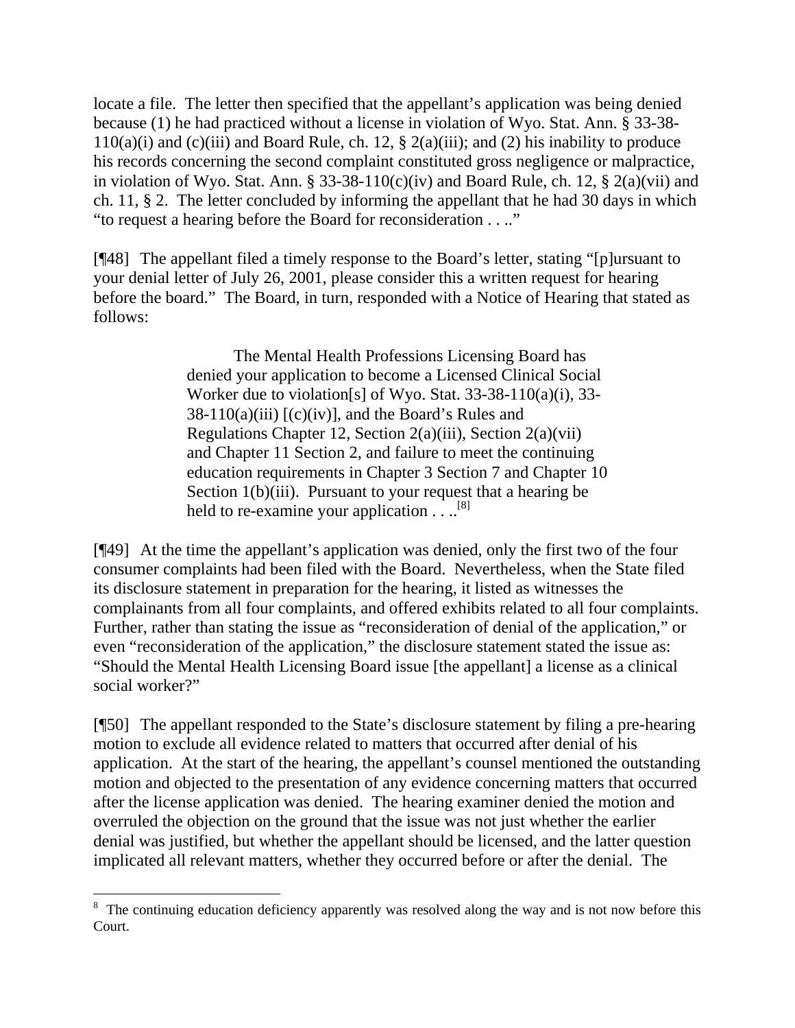locate a file. The letter then specified that the appellant's application was being denied because (1) he had practiced without a license in violation of Wyo. Stat. Ann. § 33-38-110(a)(i) and (c)(iii) and Board Rule, ch. 12, § 2(a)(iii); and (2) his inability to produce his records concerning the second complaint constituted gross negligence or malpractice, in violation of Wyo. Stat. Ann. § 33-38-110(c)(iv) and Board Rule, ch. 12, § 2(a)(vii) and ch. 11, § 2. The letter concluded by informing the appellant that he had 30 days in which "to request a hearing before the Board for reconsideration . . .."

[¶48] The appellant filed a timely response to the Board's letter, stating "[p]ursuant to your denial letter of July 26, 2001, please consider this a written request for hearing before the board." The Board, in turn, responded with a Notice of Hearing that stated as follows:

> The Mental Health Professions Licensing Board has denied your application to become a Licensed Clinical Social Worker due to violation[s] of Wyo. Stat. 33-38-110(a)(i), 33-38-110(a)(iii) [(c)(iv)], and the Board's Rules and Regulations Chapter 12, Section 2(a)(iii), Section 2(a)(vii) and Chapter 11 Section 2, and failure to meet the continuing education requirements in Chapter 3 Section 7 and Chapter 10 Section 1(b)(iii). Pursuant to your request that a hearing be held to re-examine your application . . ..[8]

[¶49] At the time the appellant's application was denied, only the first two of the four consumer complaints had been filed with the Board. Nevertheless, when the State filed its disclosure statement in preparation for the hearing, it listed as witnesses the complainants from all four complaints, and offered exhibits related to all four complaints. Further, rather than stating the issue as "reconsideration of denial of the application," or even "reconsideration of the application," the disclosure statement stated the issue as: "Should the Mental Health Licensing Board issue [the appellant] a license as a clinical social worker?"

[¶50] The appellant responded to the State's disclosure statement by filing a pre-hearing motion to exclude all evidence related to matters that occurred after denial of his application. At the start of the hearing, the appellant's counsel mentioned the outstanding motion and objected to the presentation of any evidence concerning matters that occurred after the license application was denied. The hearing examiner denied the motion and overruled the objection on the ground that the issue was not just whether the earlier denial was justified, but whether the appellant should be licensed, and the latter question implicated all relevant matters, whether they occurred before or after the denial. The

---

[8] The continuing education deficiency apparently was resolved along the way and is not now before this Court.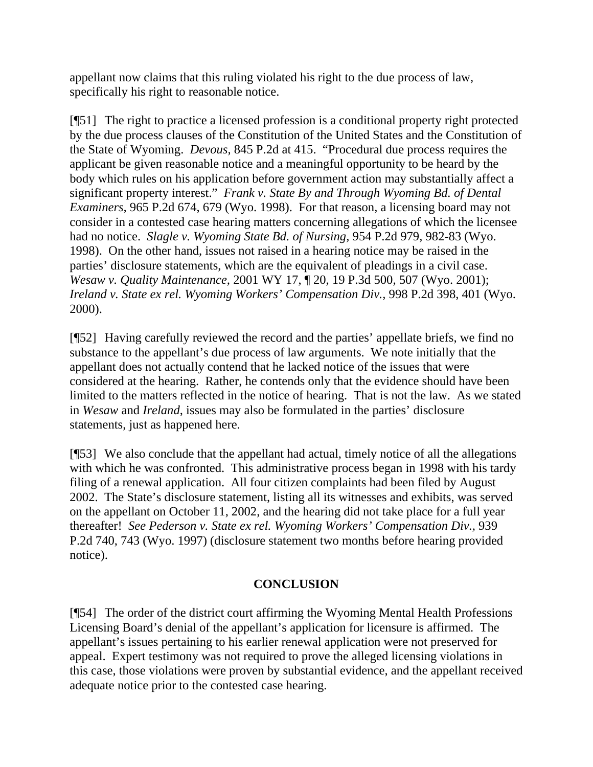appellant now claims that this ruling violated his right to the due process of law, specifically his right to reasonable notice.

[¶51] The right to practice a licensed profession is a conditional property right protected by the due process clauses of the Constitution of the United States and the Constitution of the State of Wyoming. *Devous*, 845 P.2d at 415. "Procedural due process requires the applicant be given reasonable notice and a meaningful opportunity to be heard by the body which rules on his application before government action may substantially affect a significant property interest." *Frank v. State By and Through Wyoming Bd. of Dental Examiners*, 965 P.2d 674, 679 (Wyo. 1998). For that reason, a licensing board may not consider in a contested case hearing matters concerning allegations of which the licensee had no notice. *Slagle v. Wyoming State Bd. of Nursing*, 954 P.2d 979, 982-83 (Wyo. 1998). On the other hand, issues not raised in a hearing notice may be raised in the parties' disclosure statements, which are the equivalent of pleadings in a civil case. *Wesaw v. Quality Maintenance*, 2001 WY 17, ¶ 20, 19 P.3d 500, 507 (Wyo. 2001); *Ireland v. State ex rel. Wyoming Workers' Compensation Div.*, 998 P.2d 398, 401 (Wyo. 2000).

[¶52] Having carefully reviewed the record and the parties' appellate briefs, we find no substance to the appellant's due process of law arguments. We note initially that the appellant does not actually contend that he lacked notice of the issues that were considered at the hearing. Rather, he contends only that the evidence should have been limited to the matters reflected in the notice of hearing. That is not the law. As we stated in *Wesaw* and *Ireland*, issues may also be formulated in the parties' disclosure statements, just as happened here.

[¶53] We also conclude that the appellant had actual, timely notice of all the allegations with which he was confronted. This administrative process began in 1998 with his tardy filing of a renewal application. All four citizen complaints had been filed by August 2002. The State's disclosure statement, listing all its witnesses and exhibits, was served on the appellant on October 11, 2002, and the hearing did not take place for a full year thereafter! *See Pederson v. State ex rel. Wyoming Workers' Compensation Div.*, 939 P.2d 740, 743 (Wyo. 1997) (disclosure statement two months before hearing provided notice).

## CONCLUSION

[¶54] The order of the district court affirming the Wyoming Mental Health Professions Licensing Board's denial of the appellant's application for licensure is affirmed. The appellant's issues pertaining to his earlier renewal application were not preserved for appeal. Expert testimony was not required to prove the alleged licensing violations in this case, those violations were proven by substantial evidence, and the appellant received adequate notice prior to the contested case hearing.